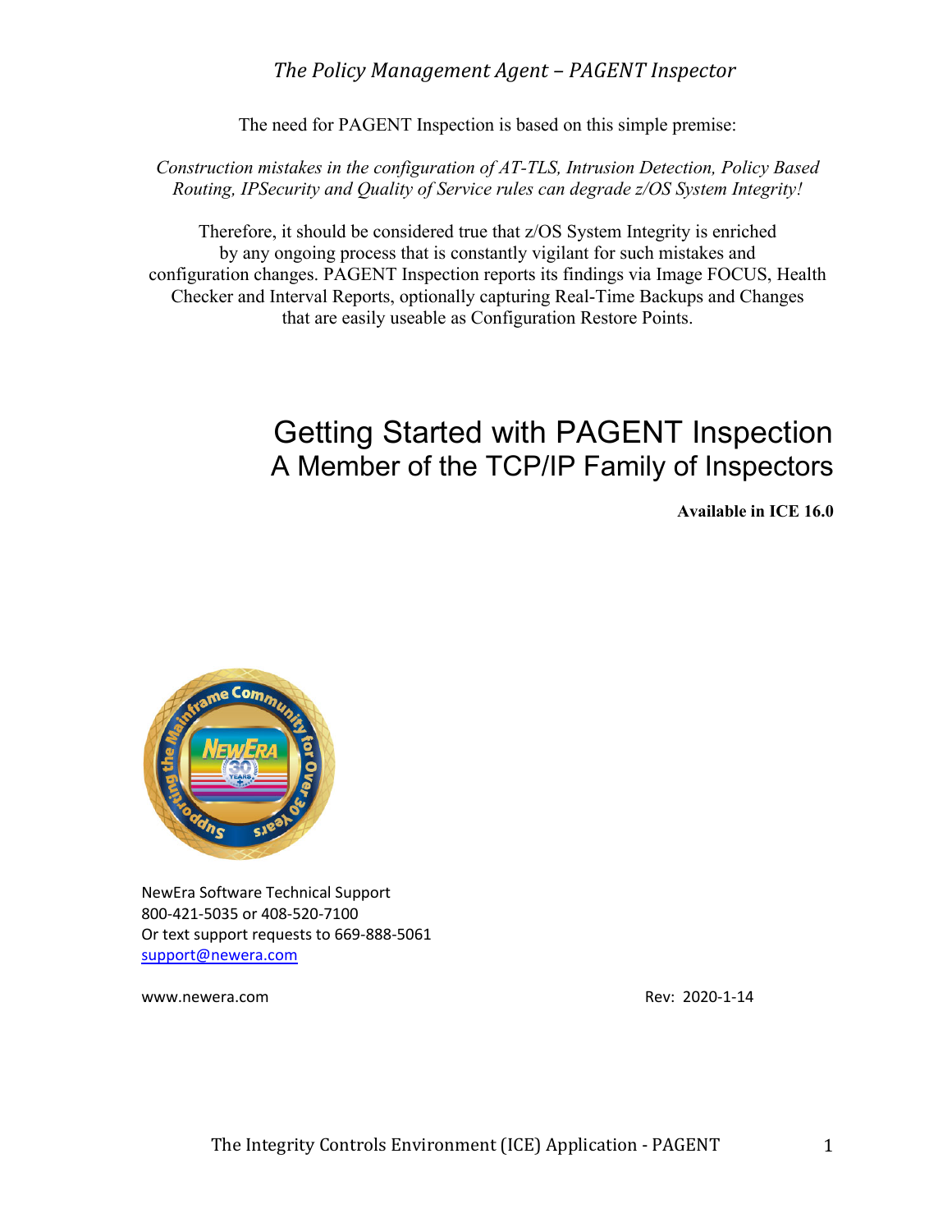*The Policy Management Agent – PAGENT Inspector*

The need for PAGENT Inspection is based on this simple premise:

*Construction mistakes in the configuration of AT-TLS, Intrusion Detection, Policy Based Routing, IPSecurity and Quality of Service rules can degrade z/OS System Integrity!*

Therefore, it should be considered true that z/OS System Integrity is enriched by any ongoing process that is constantly vigilant for such mistakes and configuration changes. PAGENT Inspection reports its findings via Image FOCUS, Health Checker and Interval Reports, optionally capturing Real-Time Backups and Changes that are easily useable as Configuration Restore Points.

# Getting Started with PAGENT Inspection

## A Member of the TCP/IP Family of Inspectors

**Available in ICE 16.0**

NewEra Software Technical Support
800-421-5035 or 408-520-7100
Or text support requests to 669-888-5061
support@newera.com

www.newera.com

Rev: 2020-1-14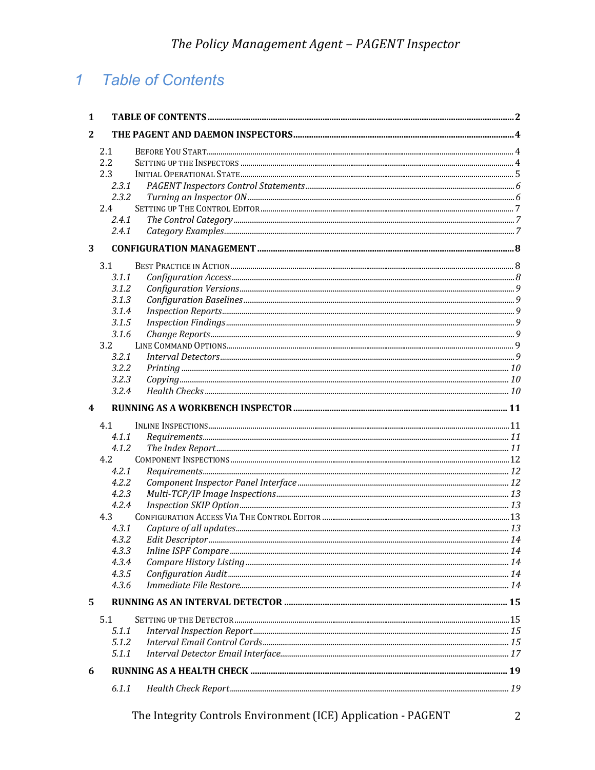# 1 Table of Contents

- **1 TABLE OF CONTENTS** ..... 2
- **2 THE PAGENT AND DAEMON INSPECTORS** ..... 4
  - 2.1 Before You Start ..... 4
  - 2.2 Setting up the Inspectors ..... 4
  - 2.3 Initial Operational State ..... 5
    - *2.3.1 PAGENT Inspectors Control Statements* ..... 6
    - *2.3.2 Turning an Inspector ON* ..... 6
  - 2.4 Setting up The Control Editor ..... 7
    - *2.4.1 The Control Category* ..... 7
    - *2.4.1 Category Examples* ..... 7
- **3 CONFIGURATION MANAGEMENT** ..... 8
  - 3.1 Best Practice in Action ..... 8
    - *3.1.1 Configuration Access* ..... 8
    - *3.1.2 Configuration Versions* ..... 9
    - *3.1.3 Configuration Baselines* ..... 9
    - *3.1.4 Inspection Reports* ..... 9
    - *3.1.5 Inspection Findings* ..... 9
    - *3.1.6 Change Reports* ..... 9
  - 3.2 Line Command Options ..... 9
    - *3.2.1 Interval Detectors* ..... 9
    - *3.2.2 Printing* ..... 10
    - *3.2.3 Copying* ..... 10
    - *3.2.4 Health Checks* ..... 10
- **4 RUNNING AS A WORKBENCH INSPECTOR** ..... 11
  - 4.1 Inline Inspections ..... 11
    - *4.1.1 Requirements* ..... 11
    - *4.1.2 The Index Report* ..... 11
  - 4.2 Component Inspections ..... 12
    - *4.2.1 Requirements* ..... 12
    - *4.2.2 Component Inspector Panel Interface* ..... 12
    - *4.2.3 Multi-TCP/IP Image Inspections* ..... 13
    - *4.2.4 Inspection SKIP Option* ..... 13
  - 4.3 Configuration Access Via The Control Editor ..... 13
    - *4.3.1 Capture of all updates* ..... 13
    - *4.3.2 Edit Descriptor* ..... 14
    - *4.3.3 Inline ISPF Compare* ..... 14
    - *4.3.4 Compare History Listing* ..... 14
    - *4.3.5 Configuration Audit* ..... 14
    - *4.3.6 Immediate File Restore* ..... 14
- **5 RUNNING AS AN INTERVAL DETECTOR** ..... 15
  - 5.1 Setting up the Detector ..... 15
    - *5.1.1 Interval Inspection Report* ..... 15
    - *5.1.2 Interval Email Control Cards* ..... 15
    - *5.1.1 Interval Detector Email Interface* ..... 17
- **6 RUNNING AS A HEALTH CHECK** ..... 19
    - *6.1.1 Health Check Report* ..... 19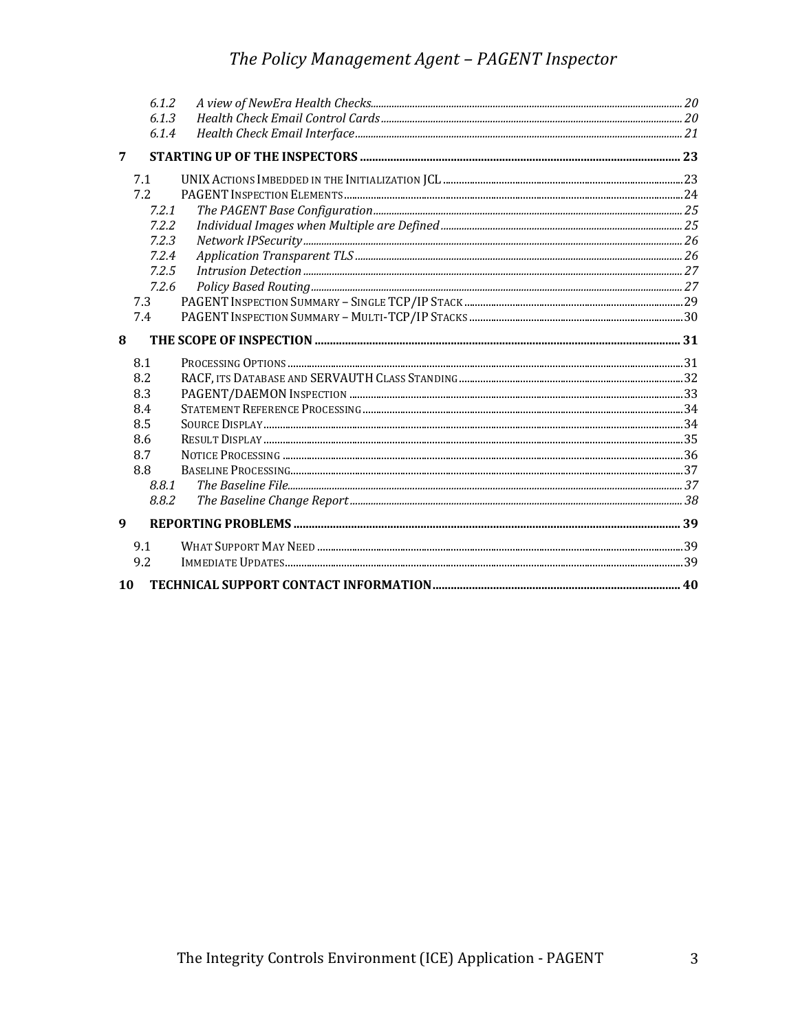- 6.1.2 *A view of NewEra Health Checks* ........ 20
- 6.1.3 *Health Check Email Control Cards* ........ 20
- 6.1.4 *Health Check Email Interface* ........ 21

**7 STARTING UP OF THE INSPECTORS** ........ 23

- 7.1 UNIX Actions Imbedded in the Initialization JCL ........ 23
- 7.2 PAGENT Inspection Elements ........ 24
  - 7.2.1 *The PAGENT Base Configuration* ........ 25
  - 7.2.2 *Individual Images when Multiple are Defined* ........ 25
  - 7.2.3 *Network IPSecurity* ........ 26
  - 7.2.4 *Application Transparent TLS* ........ 26
  - 7.2.5 *Intrusion Detection* ........ 27
  - 7.2.6 *Policy Based Routing* ........ 27
- 7.3 PAGENT Inspection Summary – Single TCP/IP Stack ........ 29
- 7.4 PAGENT Inspection Summary – Multi-TCP/IP Stacks ........ 30

**8 THE SCOPE OF INSPECTION** ........ 31

- 8.1 Processing Options ........ 31
- 8.2 RACF, its Database and SERVAUTH Class Standing ........ 32
- 8.3 PAGENT/DAEMON Inspection ........ 33
- 8.4 Statement Reference Processing ........ 34
- 8.5 Source Display ........ 34
- 8.6 Result Display ........ 35
- 8.7 Notice Processing ........ 36
- 8.8 Baseline Processing ........ 37
  - 8.8.1 *The Baseline File* ........ 37
  - 8.8.2 *The Baseline Change Report* ........ 38

**9 REPORTING PROBLEMS** ........ 39

- 9.1 What Support May Need ........ 39
- 9.2 Immediate Updates ........ 39

**10 TECHNICAL SUPPORT CONTACT INFORMATION** ........ 40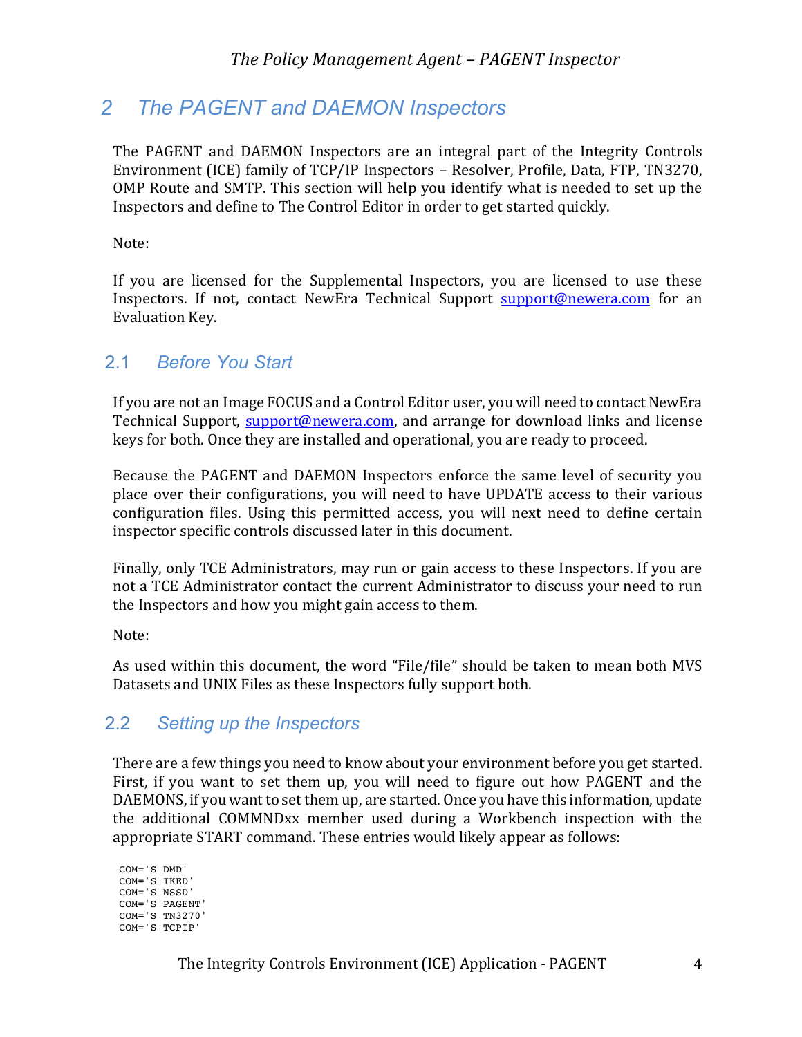## 2 The PAGENT and DAEMON Inspectors

The PAGENT and DAEMON Inspectors are an integral part of the Integrity Controls Environment (ICE) family of TCP/IP Inspectors – Resolver, Profile, Data, FTP, TN3270, OMP Route and SMTP. This section will help you identify what is needed to set up the Inspectors and define to The Control Editor in order to get started quickly.

Note:

If you are licensed for the Supplemental Inspectors, you are licensed to use these Inspectors. If not, contact NewEra Technical Support support@newera.com for an Evaluation Key.

### 2.1 Before You Start

If you are not an Image FOCUS and a Control Editor user, you will need to contact NewEra Technical Support, support@newera.com, and arrange for download links and license keys for both. Once they are installed and operational, you are ready to proceed.

Because the PAGENT and DAEMON Inspectors enforce the same level of security you place over their configurations, you will need to have UPDATE access to their various configuration files. Using this permitted access, you will next need to define certain inspector specific controls discussed later in this document.

Finally, only TCE Administrators, may run or gain access to these Inspectors. If you are not a TCE Administrator contact the current Administrator to discuss your need to run the Inspectors and how you might gain access to them.

Note:

As used within this document, the word "File/file" should be taken to mean both MVS Datasets and UNIX Files as these Inspectors fully support both.

### 2.2 Setting up the Inspectors

There are a few things you need to know about your environment before you get started. First, if you want to set them up, you will need to figure out how PAGENT and the DAEMONS, if you want to set them up, are started. Once you have this information, update the additional COMMNDxx member used during a Workbench inspection with the appropriate START command. These entries would likely appear as follows:

```
COM='S DMD'
COM='S IKED'
COM='S NSSD'
COM='S PAGENT'
COM='S TN3270'
COM='S TCPIP'
```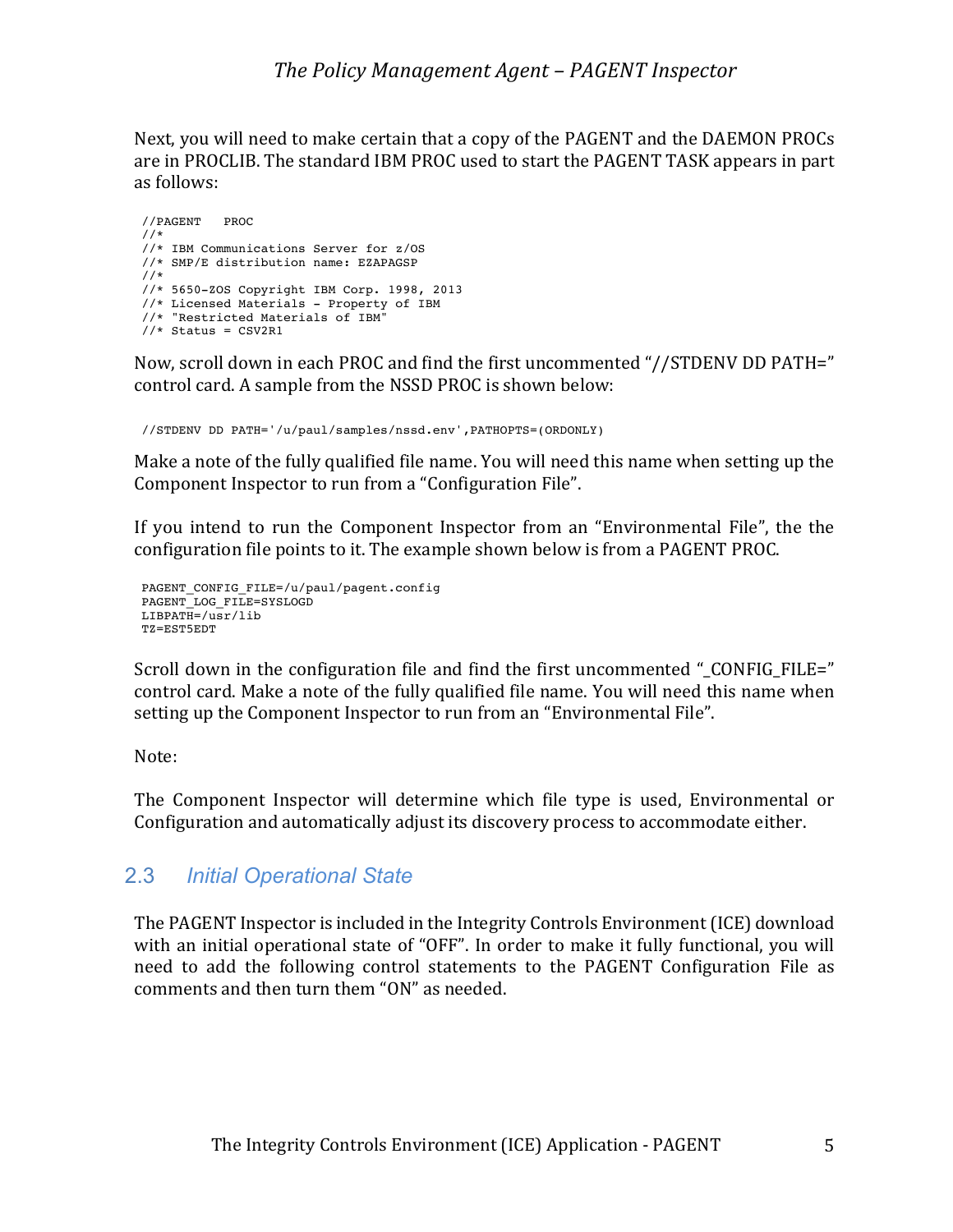Next, you will need to make certain that a copy of the PAGENT and the DAEMON PROCs are in PROCLIB. The standard IBM PROC used to start the PAGENT TASK appears in part as follows:

```
//PAGENT   PROC
//*
//* IBM Communications Server for z/OS
//* SMP/E distribution name: EZAPAGSP
//*
//* 5650-ZOS Copyright IBM Corp. 1998, 2013
//* Licensed Materials - Property of IBM
//* "Restricted Materials of IBM"
//* Status = CSV2R1
```

Now, scroll down in each PROC and find the first uncommented "//STDENV DD PATH=" control card. A sample from the NSSD PROC is shown below:

```
//STDENV DD PATH='/u/paul/samples/nssd.env',PATHOPTS=(ORDONLY)
```

Make a note of the fully qualified file name. You will need this name when setting up the Component Inspector to run from a "Configuration File".

If you intend to run the Component Inspector from an "Environmental File", the the configuration file points to it. The example shown below is from a PAGENT PROC.

```
PAGENT_CONFIG_FILE=/u/paul/pagent.config
PAGENT_LOG_FILE=SYSLOGD
LIBPATH=/usr/lib
TZ=EST5EDT
```

Scroll down in the configuration file and find the first uncommented "_CONFIG_FILE=" control card. Make a note of the fully qualified file name. You will need this name when setting up the Component Inspector to run from an "Environmental File".

Note:

The Component Inspector will determine which file type is used, Environmental or Configuration and automatically adjust its discovery process to accommodate either.

## 2.3 *Initial Operational State*

The PAGENT Inspector is included in the Integrity Controls Environment (ICE) download with an initial operational state of "OFF". In order to make it fully functional, you will need to add the following control statements to the PAGENT Configuration File as comments and then turn them "ON" as needed.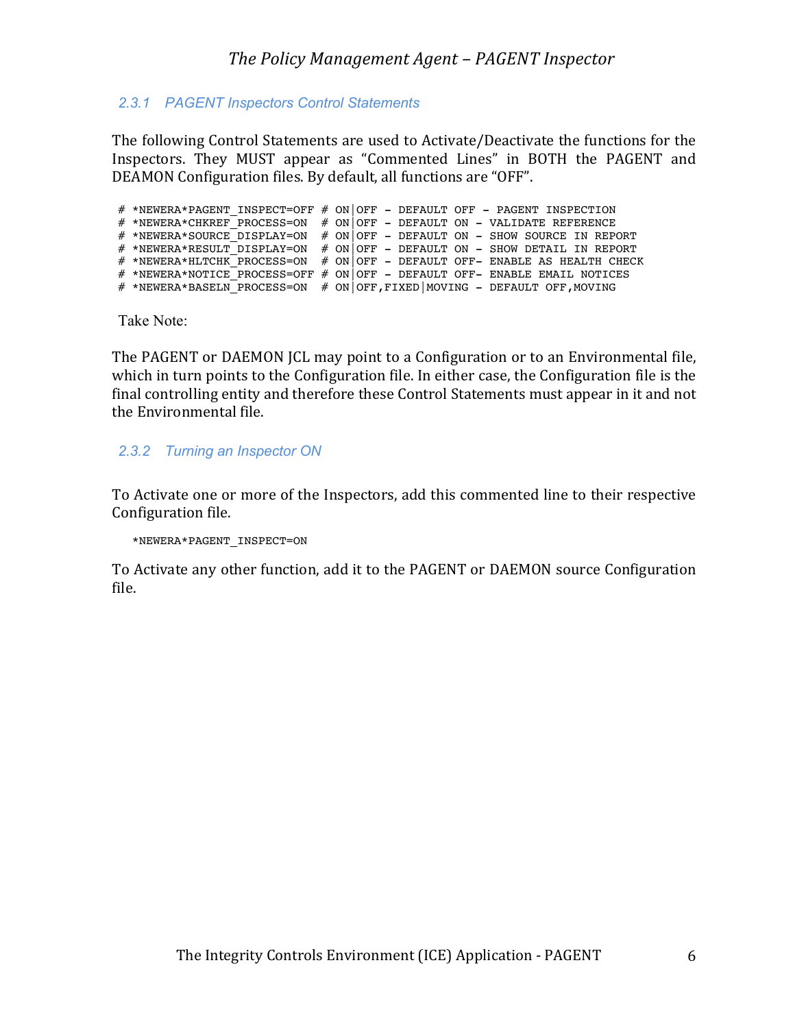### 2.3.1 PAGENT Inspectors Control Statements

The following Control Statements are used to Activate/Deactivate the functions for the Inspectors. They MUST appear as "Commented Lines" in BOTH the PAGENT and DEAMON Configuration files. By default, all functions are "OFF".

```
# *NEWERA*PAGENT_INSPECT=OFF # ON|OFF - DEFAULT OFF - PAGENT INSPECTION
# *NEWERA*CHKREF_PROCESS=ON  # ON|OFF - DEFAULT ON - VALIDATE REFERENCE
# *NEWERA*SOURCE_DISPLAY=ON  # ON|OFF - DEFAULT ON - SHOW SOURCE IN REPORT
# *NEWERA*RESULT_DISPLAY=ON  # ON|OFF - DEFAULT ON - SHOW DETAIL IN REPORT
# *NEWERA*HLTCHK_PROCESS=ON  # ON|OFF - DEFAULT OFF- ENABLE AS HEALTH CHECK
# *NEWERA*NOTICE_PROCESS=OFF # ON|OFF - DEFAULT OFF- ENABLE EMAIL NOTICES
# *NEWERA*BASELN_PROCESS=ON  # ON|OFF,FIXED|MOVING - DEFAULT OFF,MOVING
```

Take Note:

The PAGENT or DAEMON JCL may point to a Configuration or to an Environmental file, which in turn points to the Configuration file. In either case, the Configuration file is the final controlling entity and therefore these Control Statements must appear in it and not the Environmental file.

### 2.3.2 Turning an Inspector ON

To Activate one or more of the Inspectors, add this commented line to their respective Configuration file.

```
*NEWERA*PAGENT_INSPECT=ON
```

To Activate any other function, add it to the PAGENT or DAEMON source Configuration file.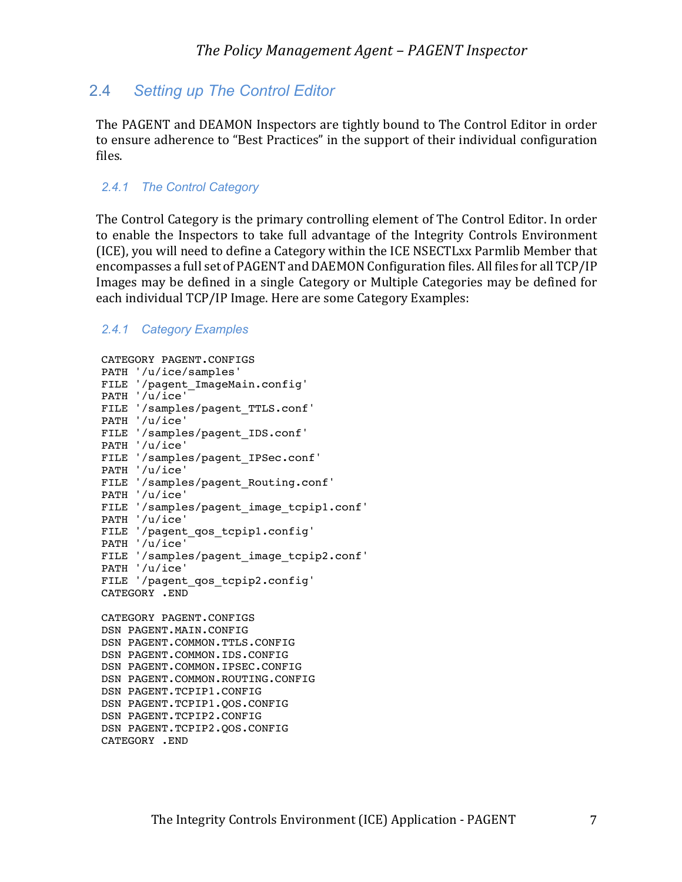## 2.4 *Setting up The Control Editor*

The PAGENT and DEAMON Inspectors are tightly bound to The Control Editor in order to ensure adherence to "Best Practices" in the support of their individual configuration files.

### *2.4.1 The Control Category*

The Control Category is the primary controlling element of The Control Editor. In order to enable the Inspectors to take full advantage of the Integrity Controls Environment (ICE), you will need to define a Category within the ICE NSECTLxx Parmlib Member that encompasses a full set of PAGENT and DAEMON Configuration files. All files for all TCP/IP Images may be defined in a single Category or Multiple Categories may be defined for each individual TCP/IP Image. Here are some Category Examples:

### *2.4.1 Category Examples*

```
CATEGORY PAGENT.CONFIGS
PATH '/u/ice/samples'
FILE '/pagent_ImageMain.config'
PATH '/u/ice'
FILE '/samples/pagent_TTLS.conf'
PATH '/u/ice'
FILE '/samples/pagent_IDS.conf'
PATH '/u/ice'
FILE '/samples/pagent_IPSec.conf'
PATH '/u/ice'
FILE '/samples/pagent_Routing.conf'
PATH '/u/ice'
FILE '/samples/pagent_image_tcpip1.conf'
PATH '/u/ice'
FILE '/pagent_qos_tcpip1.config'
PATH '/u/ice'
FILE '/samples/pagent_image_tcpip2.conf'
PATH '/u/ice'
FILE '/pagent_qos_tcpip2.config'
CATEGORY .END

CATEGORY PAGENT.CONFIGS
DSN PAGENT.MAIN.CONFIG
DSN PAGENT.COMMON.TTLS.CONFIG
DSN PAGENT.COMMON.IDS.CONFIG
DSN PAGENT.COMMON.IPSEC.CONFIG
DSN PAGENT.COMMON.ROUTING.CONFIG
DSN PAGENT.TCPIP1.CONFIG
DSN PAGENT.TCPIP1.QOS.CONFIG
DSN PAGENT.TCPIP2.CONFIG
DSN PAGENT.TCPIP2.QOS.CONFIG
CATEGORY .END
```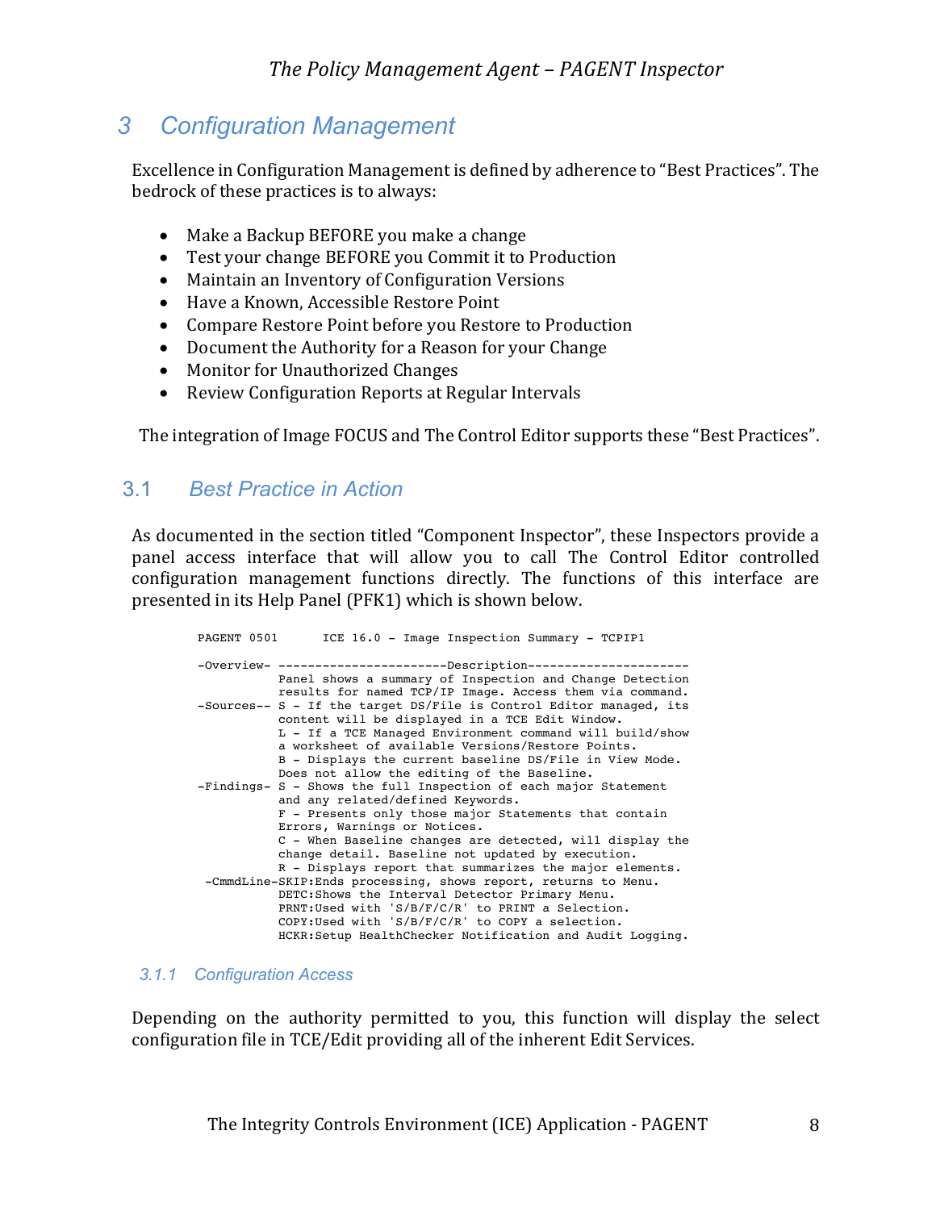# 3 Configuration Management

Excellence in Configuration Management is defined by adherence to "Best Practices". The bedrock of these practices is to always:

- Make a Backup BEFORE you make a change
- Test your change BEFORE you Commit it to Production
- Maintain an Inventory of Configuration Versions
- Have a Known, Accessible Restore Point
- Compare Restore Point before you Restore to Production
- Document the Authority for a Reason for your Change
- Monitor for Unauthorized Changes
- Review Configuration Reports at Regular Intervals

The integration of Image FOCUS and The Control Editor supports these "Best Practices".

## 3.1 Best Practice in Action

As documented in the section titled "Component Inspector", these Inspectors provide a panel access interface that will allow you to call The Control Editor controlled configuration management functions directly. The functions of this interface are presented in its Help Panel (PFK1) which is shown below.

```
PAGENT 0501      ICE 16.0 - Image Inspection Summary - TCPIP1

-Overview- -----------------------Description---------------------
           Panel shows a summary of Inspection and Change Detection
           results for named TCP/IP Image. Access them via command.
-Sources-- S - If the target DS/File is Control Editor managed, its
           content will be displayed in a TCE Edit Window.
           L - If a TCE Managed Environment command will build/show
           a worksheet of available Versions/Restore Points.
           B - Displays the current baseline DS/File in View Mode.
           Does not allow the editing of the Baseline.
-Findings- S - Shows the full Inspection of each major Statement
           and any related/defined Keywords.
           F - Presents only those major Statements that contain
           Errors, Warnings or Notices.
           C - When Baseline changes are detected, will display the
           change detail. Baseline not updated by execution.
           R - Displays report that summarizes the major elements.
 -CmmdLine-SKIP:Ends processing, shows report, returns to Menu.
           DETC:Shows the Interval Detector Primary Menu.
           PRNT:Used with 'S/B/F/C/R' to PRINT a Selection.
           COPY:Used with 'S/B/F/C/R' to COPY a selection.
           HCKR:Setup HealthChecker Notification and Audit Logging.
```

### 3.1.1 Configuration Access

Depending on the authority permitted to you, this function will display the select configuration file in TCE/Edit providing all of the inherent Edit Services.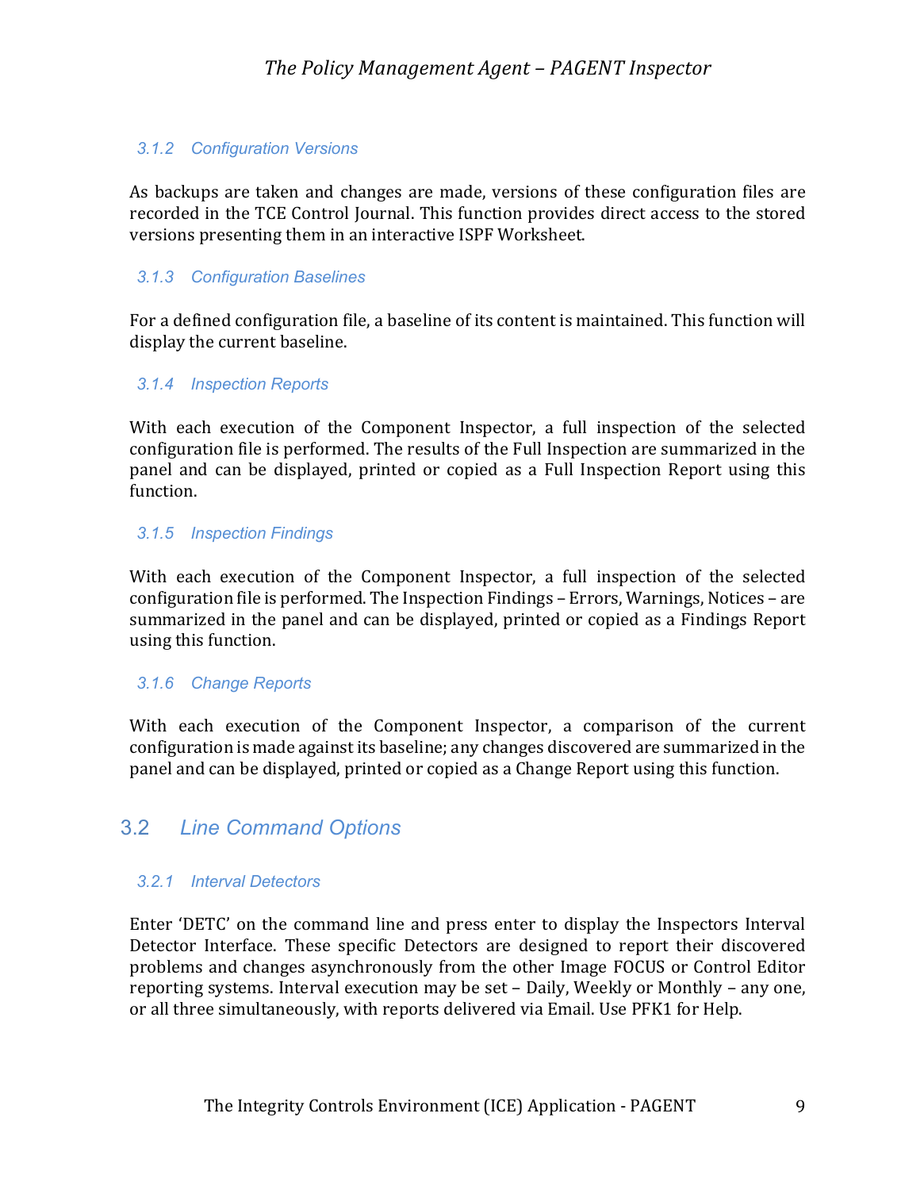### 3.1.2 Configuration Versions

As backups are taken and changes are made, versions of these configuration files are recorded in the TCE Control Journal. This function provides direct access to the stored versions presenting them in an interactive ISPF Worksheet.

### 3.1.3 Configuration Baselines

For a defined configuration file, a baseline of its content is maintained. This function will display the current baseline.

### 3.1.4 Inspection Reports

With each execution of the Component Inspector, a full inspection of the selected configuration file is performed. The results of the Full Inspection are summarized in the panel and can be displayed, printed or copied as a Full Inspection Report using this function.

### 3.1.5 Inspection Findings

With each execution of the Component Inspector, a full inspection of the selected configuration file is performed. The Inspection Findings – Errors, Warnings, Notices – are summarized in the panel and can be displayed, printed or copied as a Findings Report using this function.

### 3.1.6 Change Reports

With each execution of the Component Inspector, a comparison of the current configuration is made against its baseline; any changes discovered are summarized in the panel and can be displayed, printed or copied as a Change Report using this function.

## 3.2 Line Command Options

### 3.2.1 Interval Detectors

Enter 'DETC' on the command line and press enter to display the Inspectors Interval Detector Interface. These specific Detectors are designed to report their discovered problems and changes asynchronously from the other Image FOCUS or Control Editor reporting systems. Interval execution may be set – Daily, Weekly or Monthly – any one, or all three simultaneously, with reports delivered via Email. Use PFK1 for Help.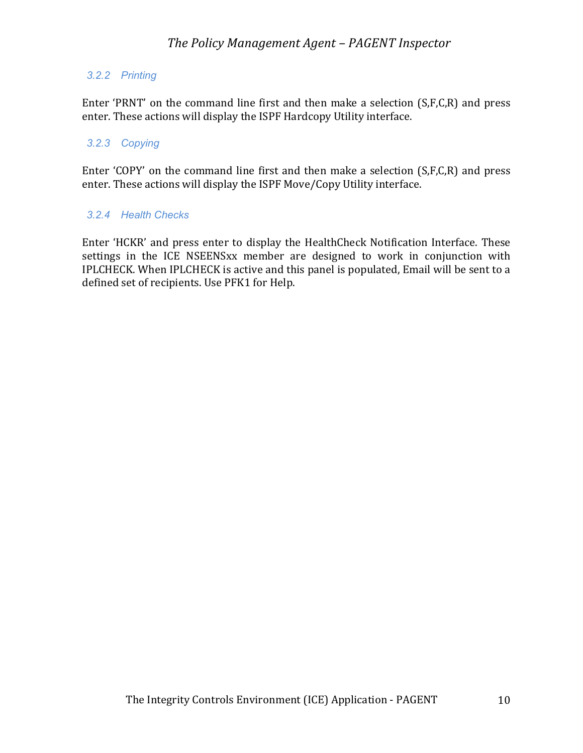### 3.2.2 Printing

Enter 'PRNT' on the command line first and then make a selection (S,F,C,R) and press enter. These actions will display the ISPF Hardcopy Utility interface.

### 3.2.3 Copying

Enter 'COPY' on the command line first and then make a selection (S,F,C,R) and press enter. These actions will display the ISPF Move/Copy Utility interface.

### 3.2.4 Health Checks

Enter 'HCKR' and press enter to display the HealthCheck Notification Interface. These settings in the ICE NSEENSxx member are designed to work in conjunction with IPLCHECK. When IPLCHECK is active and this panel is populated, Email will be sent to a defined set of recipients. Use PFK1 for Help.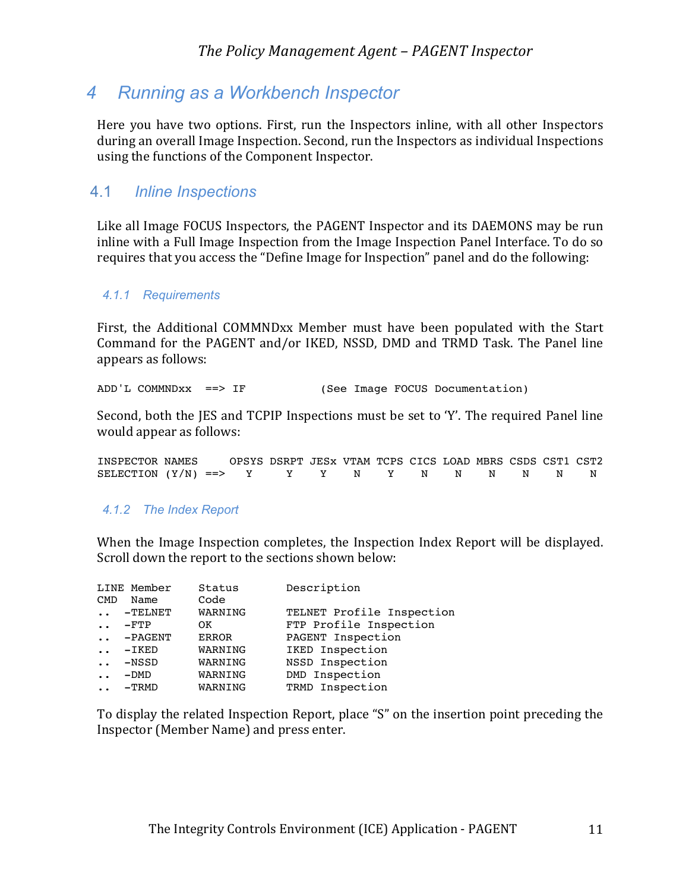# 4 Running as a Workbench Inspector

Here you have two options. First, run the Inspectors inline, with all other Inspectors during an overall Image Inspection. Second, run the Inspectors as individual Inspections using the functions of the Component Inspector.

## 4.1 Inline Inspections

Like all Image FOCUS Inspectors, the PAGENT Inspector and its DAEMONS may be run inline with a Full Image Inspection from the Image Inspection Panel Interface. To do so requires that you access the "Define Image for Inspection" panel and do the following:

### 4.1.1 Requirements

First, the Additional COMMNDxx Member must have been populated with the Start Command for the PAGENT and/or IKED, NSSD, DMD and TRMD Task. The Panel line appears as follows:

```
ADD'L COMMNDxx  ==> IF          (See Image FOCUS Documentation)
```

Second, both the JES and TCPIP Inspections must be set to 'Y'. The required Panel line would appear as follows:

```
INSPECTOR NAMES     OPSYS DSRPT JESx VTAM TCPS CICS LOAD MBRS CSDS CST1 CST2
SELECTION (Y/N) ==>   Y     Y     Y    N    Y    N    N    N    N    N    N
```

### 4.1.2 The Index Report

When the Image Inspection completes, the Inspection Index Report will be displayed. Scroll down the report to the sections shown below:

```
LINE Member     Status       Description
CMD  Name       Code
..   -TELNET    WARNING      TELNET Profile Inspection
..   -FTP       OK           FTP Profile Inspection
..   -PAGENT    ERROR        PAGENT Inspection
..   -IKED      WARNING      IKED Inspection
..   -NSSD      WARNING      NSSD Inspection
..   -DMD       WARNING      DMD Inspection
..   -TRMD      WARNING      TRMD Inspection
```

To display the related Inspection Report, place "S" on the insertion point preceding the Inspector (Member Name) and press enter.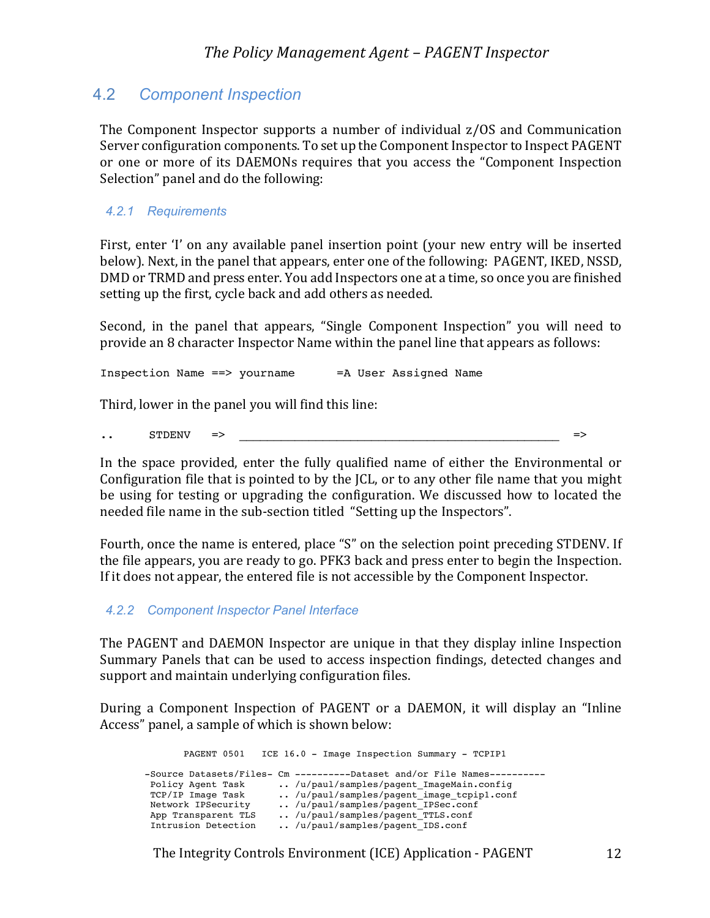## 4.2 Component Inspection

The Component Inspector supports a number of individual z/OS and Communication Server configuration components. To set up the Component Inspector to Inspect PAGENT or one or more of its DAEMONs requires that you access the "Component Inspection Selection" panel and do the following:

### 4.2.1 Requirements

First, enter 'I' on any available panel insertion point (your new entry will be inserted below). Next, in the panel that appears, enter one of the following: PAGENT, IKED, NSSD, DMD or TRMD and press enter. You add Inspectors one at a time, so once you are finished setting up the first, cycle back and add others as needed.

Second, in the panel that appears, "Single Component Inspection" you will need to provide an 8 character Inspector Name within the panel line that appears as follows:

```
Inspection Name ==> yourname      =A User Assigned Name
```

Third, lower in the panel you will find this line:

```
..      STDENV    =>  ______________________________________________________   =>
```

In the space provided, enter the fully qualified name of either the Environmental or Configuration file that is pointed to by the JCL, or to any other file name that you might be using for testing or upgrading the configuration. We discussed how to located the needed file name in the sub-section titled "Setting up the Inspectors".

Fourth, once the name is entered, place "S" on the selection point preceding STDENV. If the file appears, you are ready to go. PFK3 back and press enter to begin the Inspection. If it does not appear, the entered file is not accessible by the Component Inspector.

### 4.2.2 Component Inspector Panel Interface

The PAGENT and DAEMON Inspector are unique in that they display inline Inspection Summary Panels that can be used to access inspection findings, detected changes and support and maintain underlying configuration files.

During a Component Inspection of PAGENT or a DAEMON, it will display an "Inline Access" panel, a sample of which is shown below:

```
       PAGENT 0501   ICE 16.0 - Image Inspection Summary - TCPIP1

-Source Datasets/Files- Cm ----------Dataset and/or File Names----------
 Policy Agent Task      .. /u/paul/samples/pagent_ImageMain.config
 TCP/IP Image Task      .. /u/paul/samples/pagent_image_tcpip1.conf
 Network IPSecurity     .. /u/paul/samples/pagent_IPSec.conf
 App Transparent TLS    .. /u/paul/samples/pagent_TTLS.conf
 Intrusion Detection    .. /u/paul/samples/pagent_IDS.conf
```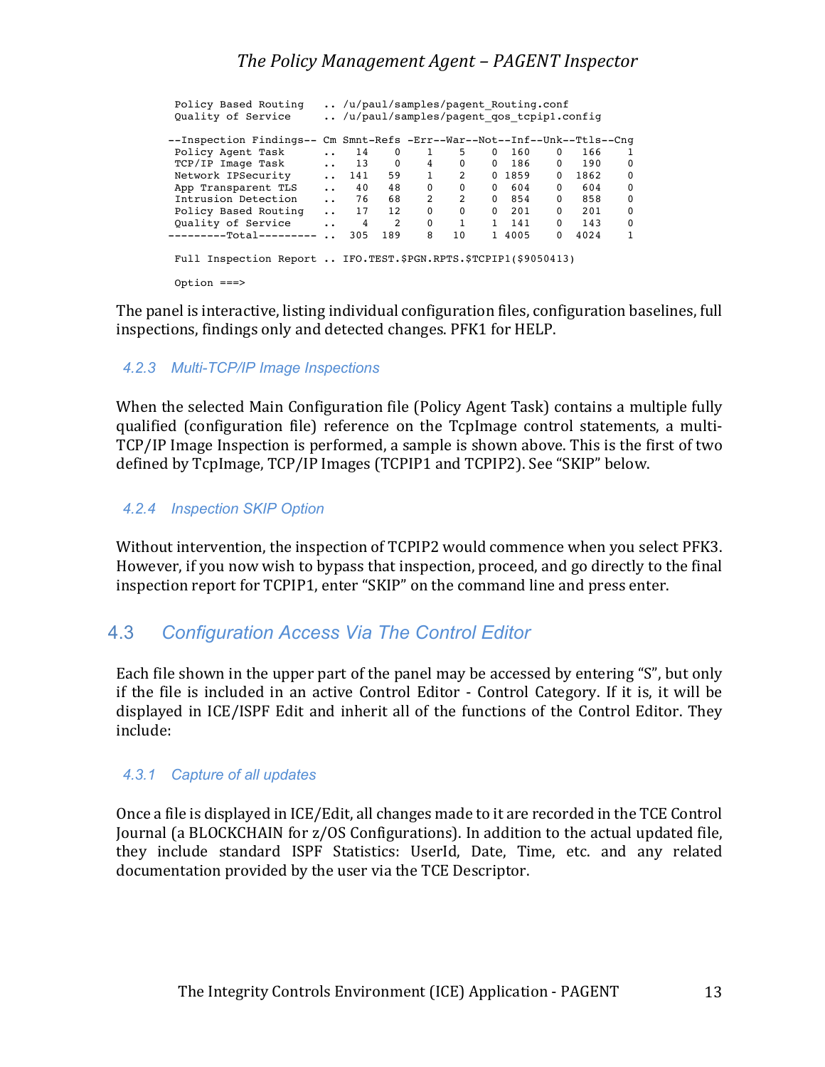```
 Policy Based Routing   .. /u/paul/samples/pagent_Routing.conf
 Quality of Service     .. /u/paul/samples/pagent_qos_tcpip1.config

--Inspection Findings-- Cm Smnt-Refs -Err--War--Not--Inf--Unk--Ttls--Cng
 Policy Agent Task      ..   14    0    1    5    0  160    0   166    1
 TCP/IP Image Task      ..   13    0    4    0    0  186    0   190    0
 Network IPSecurity     ..  141   59    1    2    0 1859    0  1862    0
 App Transparent TLS    ..   40   48    0    0    0  604    0   604    0
 Intrusion Detection    ..   76   68    2    2    0  854    0   858    0
 Policy Based Routing   ..   17   12    0    0    0  201    0   201    0
 Quality of Service     ..    4    2    0    1    1  141    0   143    0
---------Total--------- ..  305  189    8   10    1 4005    0  4024    1

 Full Inspection Report .. IFO.TEST.$PGN.RPTS.$TCPIP1($9050413)

 Option ===>
```

The panel is interactive, listing individual configuration files, configuration baselines, full inspections, findings only and detected changes. PFK1 for HELP.

### 4.2.3 Multi-TCP/IP Image Inspections

When the selected Main Configuration file (Policy Agent Task) contains a multiple fully qualified (configuration file) reference on the TcpImage control statements, a multi-TCP/IP Image Inspection is performed, a sample is shown above. This is the first of two defined by TcpImage, TCP/IP Images (TCPIP1 and TCPIP2). See "SKIP" below.

### 4.2.4 Inspection SKIP Option

Without intervention, the inspection of TCPIP2 would commence when you select PFK3. However, if you now wish to bypass that inspection, proceed, and go directly to the final inspection report for TCPIP1, enter "SKIP" on the command line and press enter.

## 4.3 Configuration Access Via The Control Editor

Each file shown in the upper part of the panel may be accessed by entering "S", but only if the file is included in an active Control Editor - Control Category. If it is, it will be displayed in ICE/ISPF Edit and inherit all of the functions of the Control Editor. They include:

### 4.3.1 Capture of all updates

Once a file is displayed in ICE/Edit, all changes made to it are recorded in the TCE Control Journal (a BLOCKCHAIN for z/OS Configurations). In addition to the actual updated file, they include standard ISPF Statistics: UserId, Date, Time, etc. and any related documentation provided by the user via the TCE Descriptor.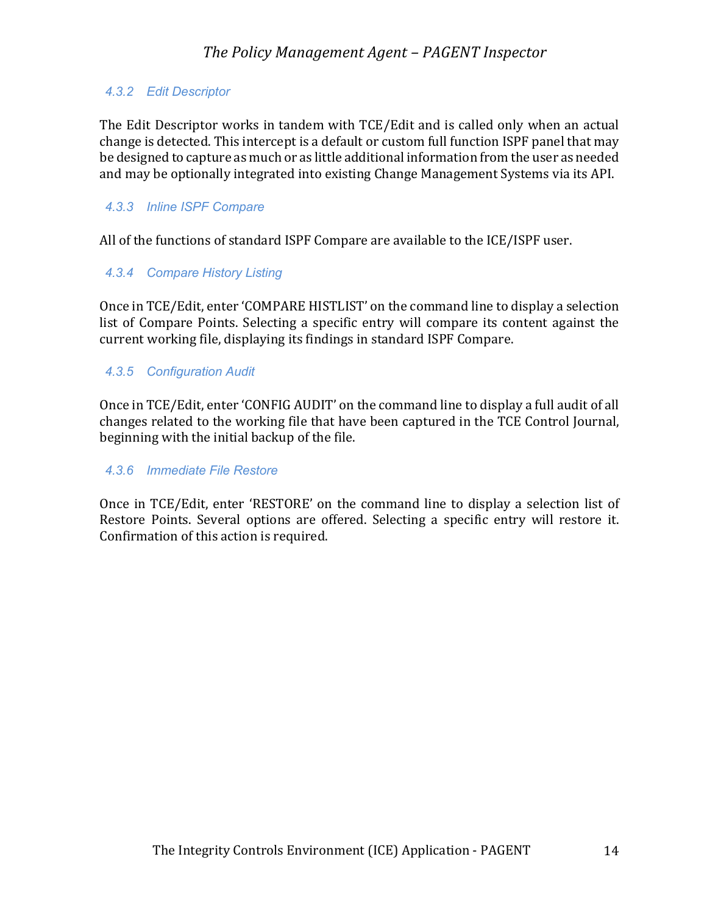### 4.3.2 Edit Descriptor

The Edit Descriptor works in tandem with TCE/Edit and is called only when an actual change is detected. This intercept is a default or custom full function ISPF panel that may be designed to capture as much or as little additional information from the user as needed and may be optionally integrated into existing Change Management Systems via its API.

### 4.3.3 Inline ISPF Compare

All of the functions of standard ISPF Compare are available to the ICE/ISPF user.

### 4.3.4 Compare History Listing

Once in TCE/Edit, enter 'COMPARE HISTLIST' on the command line to display a selection list of Compare Points. Selecting a specific entry will compare its content against the current working file, displaying its findings in standard ISPF Compare.

### 4.3.5 Configuration Audit

Once in TCE/Edit, enter 'CONFIG AUDIT' on the command line to display a full audit of all changes related to the working file that have been captured in the TCE Control Journal, beginning with the initial backup of the file.

### 4.3.6 Immediate File Restore

Once in TCE/Edit, enter 'RESTORE' on the command line to display a selection list of Restore Points. Several options are offered. Selecting a specific entry will restore it. Confirmation of this action is required.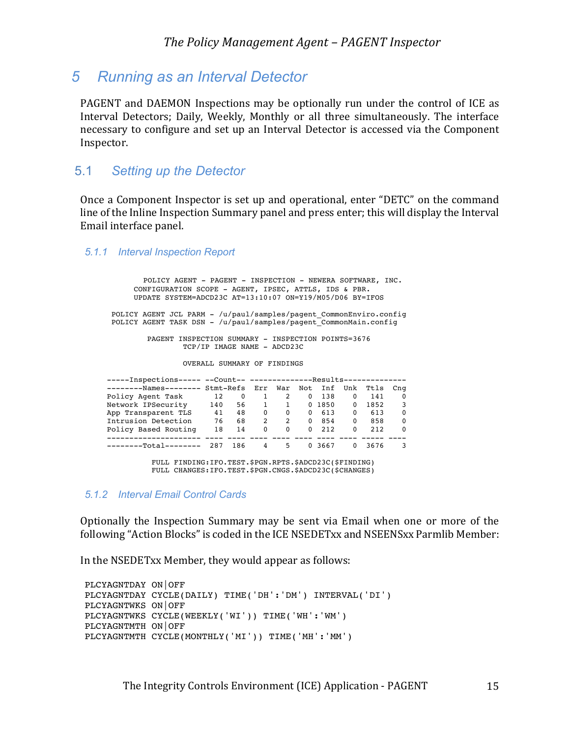# 5 Running as an Interval Detector

PAGENT and DAEMON Inspections may be optionally run under the control of ICE as Interval Detectors; Daily, Weekly, Monthly or all three simultaneously. The interface necessary to configure and set up an Interval Detector is accessed via the Component Inspector.

## 5.1 Setting up the Detector

Once a Component Inspector is set up and operational, enter “DETC” on the command line of the Inline Inspection Summary panel and press enter; this will display the Interval Email interface panel.

### 5.1.1 Interval Inspection Report

```
          POLICY AGENT - PAGENT - INSPECTION - NEWERA SOFTWARE, INC.
        CONFIGURATION SCOPE - AGENT, IPSEC, ATTLS, IDS & PBR.
        UPDATE SYSTEM=ADCD23C AT=13:10:07 ON=Y19/M05/D06 BY=IFOS

   POLICY AGENT JCL PARM - /u/paul/samples/pagent_CommonEnviro.config
   POLICY AGENT TASK DSN - /u/paul/samples/pagent_CommonMain.config

           PAGENT INSPECTION SUMMARY - INSPECTION POINTS=3676
                   TCP/IP IMAGE NAME - ADCD23C

                   OVERALL SUMMARY OF FINDINGS

 -----Inspections----- --Count-- --------------Results--------------
 --------Names-------- Stmt-Refs  Err  War  Not  Inf  Unk  Ttls  Cng
 Policy Agent Task       12    0    1    2    0  138    0   141    0
 Network IPSecurity     140   56    1    1    0 1850    0  1852    3
 App Transparent TLS     41   48    0    0    0  613    0   613    0
 Intrusion Detection     76   68    2    2    0  854    0   858    0
 Policy Based Routing    18   14    0    0    0  212    0   212    0
 --------------------- ---- ---- ---- ---- ---- ---- ---- ----- ----
 --------Total--------  287  186    4    5    0 3667    0  3676    3

            FULL FINDING:IFO.TEST.$PGN.RPTS.$ADCD23C($FINDING)
            FULL CHANGES:IFO.TEST.$PGN.CNGS.$ADCD23C($CHANGES)
```

### 5.1.2 Interval Email Control Cards

Optionally the Inspection Summary may be sent via Email when one or more of the following “Action Blocks” is coded in the ICE NSEDETxx and NSEENSxx Parmlib Member:

In the NSEDETxx Member, they would appear as follows:

```
PLCYAGNTDAY ON|OFF
PLCYAGNTDAY CYCLE(DAILY) TIME('DH':'DM') INTERVAL('DI')
PLCYAGNTWKS ON|OFF
PLCYAGNTWKS CYCLE(WEEKLY('WI')) TIME('WH':'WM')
PLCYAGNTMTH ON|OFF
PLCYAGNTMTH CYCLE(MONTHLY('MI')) TIME('MH':'MM')
```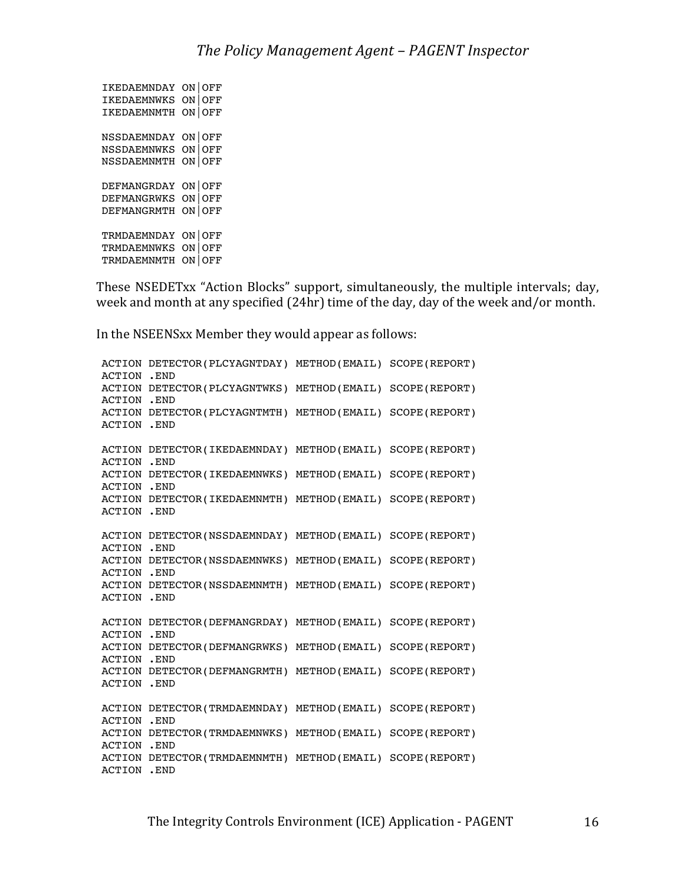```
IKEDAEMNDAY ON|OFF
IKEDAEMNWKS ON|OFF
IKEDAEMNMTH ON|OFF

NSSDAEMNDAY ON|OFF
NSSDAEMNWKS ON|OFF
NSSDAEMNMTH ON|OFF

DEFMANGRDAY ON|OFF
DEFMANGRWKS ON|OFF
DEFMANGRMTH ON|OFF

TRMDAEMNDAY ON|OFF
TRMDAEMNWKS ON|OFF
TRMDAEMNMTH ON|OFF
```

These NSEDETxx "Action Blocks" support, simultaneously, the multiple intervals; day, week and month at any specified (24hr) time of the day, day of the week and/or month.

In the NSEENSxx Member they would appear as follows:

```
ACTION DETECTOR(PLCYAGNTDAY) METHOD(EMAIL) SCOPE(REPORT)
ACTION .END
ACTION DETECTOR(PLCYAGNTWKS) METHOD(EMAIL) SCOPE(REPORT)
ACTION .END
ACTION DETECTOR(PLCYAGNTMTH) METHOD(EMAIL) SCOPE(REPORT)
ACTION .END

ACTION DETECTOR(IKEDAEMNDAY) METHOD(EMAIL) SCOPE(REPORT)
ACTION .END
ACTION DETECTOR(IKEDAEMNWKS) METHOD(EMAIL) SCOPE(REPORT)
ACTION .END
ACTION DETECTOR(IKEDAEMNMTH) METHOD(EMAIL) SCOPE(REPORT)
ACTION .END

ACTION DETECTOR(NSSDAEMNDAY) METHOD(EMAIL) SCOPE(REPORT)
ACTION .END
ACTION DETECTOR(NSSDAEMNWKS) METHOD(EMAIL) SCOPE(REPORT)
ACTION .END
ACTION DETECTOR(NSSDAEMNMTH) METHOD(EMAIL) SCOPE(REPORT)
ACTION .END

ACTION DETECTOR(DEFMANGRDAY) METHOD(EMAIL) SCOPE(REPORT)
ACTION .END
ACTION DETECTOR(DEFMANGRWKS) METHOD(EMAIL) SCOPE(REPORT)
ACTION .END
ACTION DETECTOR(DEFMANGRMTH) METHOD(EMAIL) SCOPE(REPORT)
ACTION .END

ACTION DETECTOR(TRMDAEMNDAY) METHOD(EMAIL) SCOPE(REPORT)
ACTION .END
ACTION DETECTOR(TRMDAEMNWKS) METHOD(EMAIL) SCOPE(REPORT)
ACTION .END
ACTION DETECTOR(TRMDAEMNMTH) METHOD(EMAIL) SCOPE(REPORT)
ACTION .END
```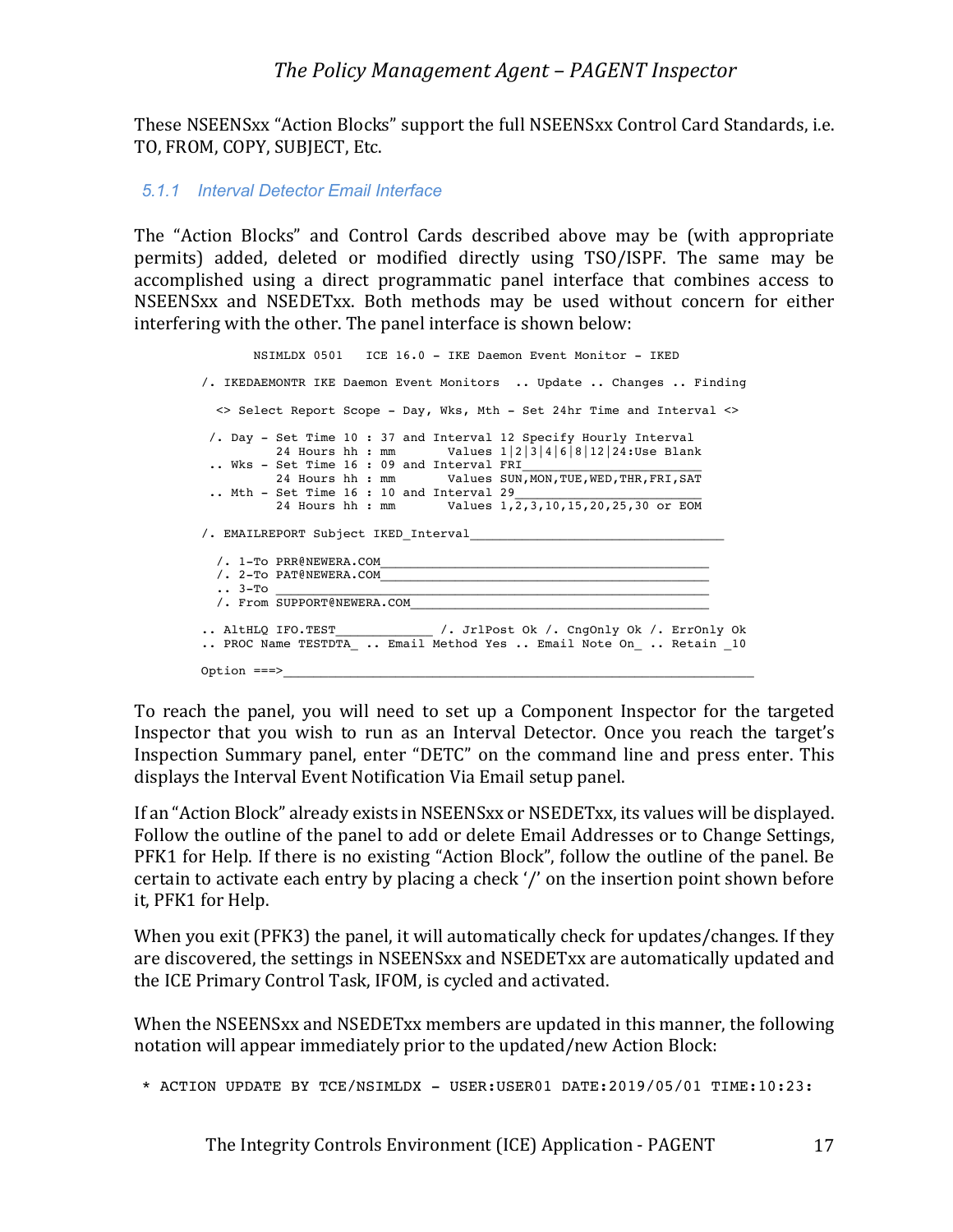These NSEENSxx "Action Blocks" support the full NSEENSxx Control Card Standards, i.e. TO, FROM, COPY, SUBJECT, Etc.

### 5.1.1 Interval Detector Email Interface

The "Action Blocks" and Control Cards described above may be (with appropriate permits) added, deleted or modified directly using TSO/ISPF. The same may be accomplished using a direct programmatic panel interface that combines access to NSEENSxx and NSEDETxx. Both methods may be used without concern for either interfering with the other. The panel interface is shown below:

```
       NSIMLDX 0501   ICE 16.0 - IKE Daemon Event Monitor - IKED

/. IKEDAEMONTR IKE Daemon Event Monitors  .. Update .. Changes .. Finding

  <> Select Report Scope - Day, Wks, Mth - Set 24hr Time and Interval <>

 /. Day - Set Time 10 : 37 and Interval 12 Specify Hourly Interval
          24 Hours hh : mm       Values 1|2|3|4|6|8|12|24:Use Blank
 .. Wks - Set Time 16 : 09 and Interval FRI________________________
          24 Hours hh : mm       Values SUN,MON,TUE,WED,THR,FRI,SAT
 .. Mth - Set Time 16 : 10 and Interval 29_________________________
          24 Hours hh : mm       Values 1,2,3,10,15,20,25,30 or EOM

/. EMAILREPORT Subject IKED_Interval__________________________________

  /. 1-To PRR@NEWERA.COM_____________________________________________
  /. 2-To PAT@NEWERA.COM_____________________________________________
  .. 3-To ___________________________________________________________
  /. From SUPPORT@NEWERA.COM_________________________________________

.. AltHLQ IFO.TEST_____________ /. JrlPost Ok /. CngOnly Ok /. ErrOnly Ok
.. PROC Name TESTDTA_ .. Email Method Yes .. Email Note On_ .. Retain _10

Option ===>__________________________________________________________________
```

To reach the panel, you will need to set up a Component Inspector for the targeted Inspector that you wish to run as an Interval Detector. Once you reach the target's Inspection Summary panel, enter "DETC" on the command line and press enter. This displays the Interval Event Notification Via Email setup panel.

If an "Action Block" already exists in NSEENSxx or NSEDETxx, its values will be displayed. Follow the outline of the panel to add or delete Email Addresses or to Change Settings, PFK1 for Help. If there is no existing "Action Block", follow the outline of the panel. Be certain to activate each entry by placing a check '/' on the insertion point shown before it, PFK1 for Help.

When you exit (PFK3) the panel, it will automatically check for updates/changes. If they are discovered, the settings in NSEENSxx and NSEDETxx are automatically updated and the ICE Primary Control Task, IFOM, is cycled and activated.

When the NSEENSxx and NSEDETxx members are updated in this manner, the following notation will appear immediately prior to the updated/new Action Block:

```
* ACTION UPDATE BY TCE/NSIMLDX - USER:USER01 DATE:2019/05/01 TIME:10:23:
```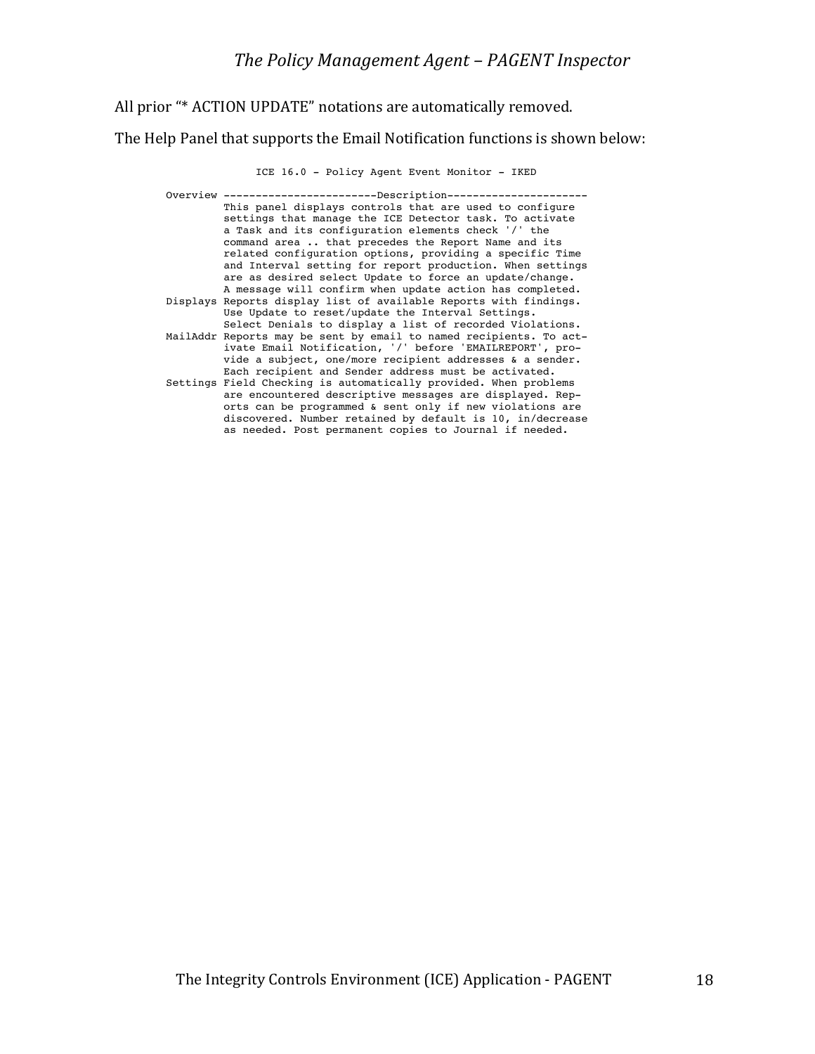All prior "* ACTION UPDATE" notations are automatically removed.

The Help Panel that supports the Email Notification functions is shown below:

```
              ICE 16.0 - Policy Agent Event Monitor - IKED

Overview ------------------------Description---------------------
         This panel displays controls that are used to configure
         settings that manage the ICE Detector task. To activate
         a Task and its configuration elements check '/' the
         command area .. that precedes the Report Name and its
         related configuration options, providing a specific Time
         and Interval setting for report production. When settings
         are as desired select Update to force an update/change.
         A message will confirm when update action has completed.
Displays Reports display list of available Reports with findings.
         Use Update to reset/update the Interval Settings.
         Select Denials to display a list of recorded Violations.
MailAddr Reports may be sent by email to named recipients. To act-
         ivate Email Notification, '/' before 'EMAILREPORT', pro-
         vide a subject, one/more recipient addresses & a sender.
         Each recipient and Sender address must be activated.
Settings Field Checking is automatically provided. When problems
         are encountered descriptive messages are displayed. Rep-
         orts can be programmed & sent only if new violations are
         discovered. Number retained by default is 10, in/decrease
         as needed. Post permanent copies to Journal if needed.
```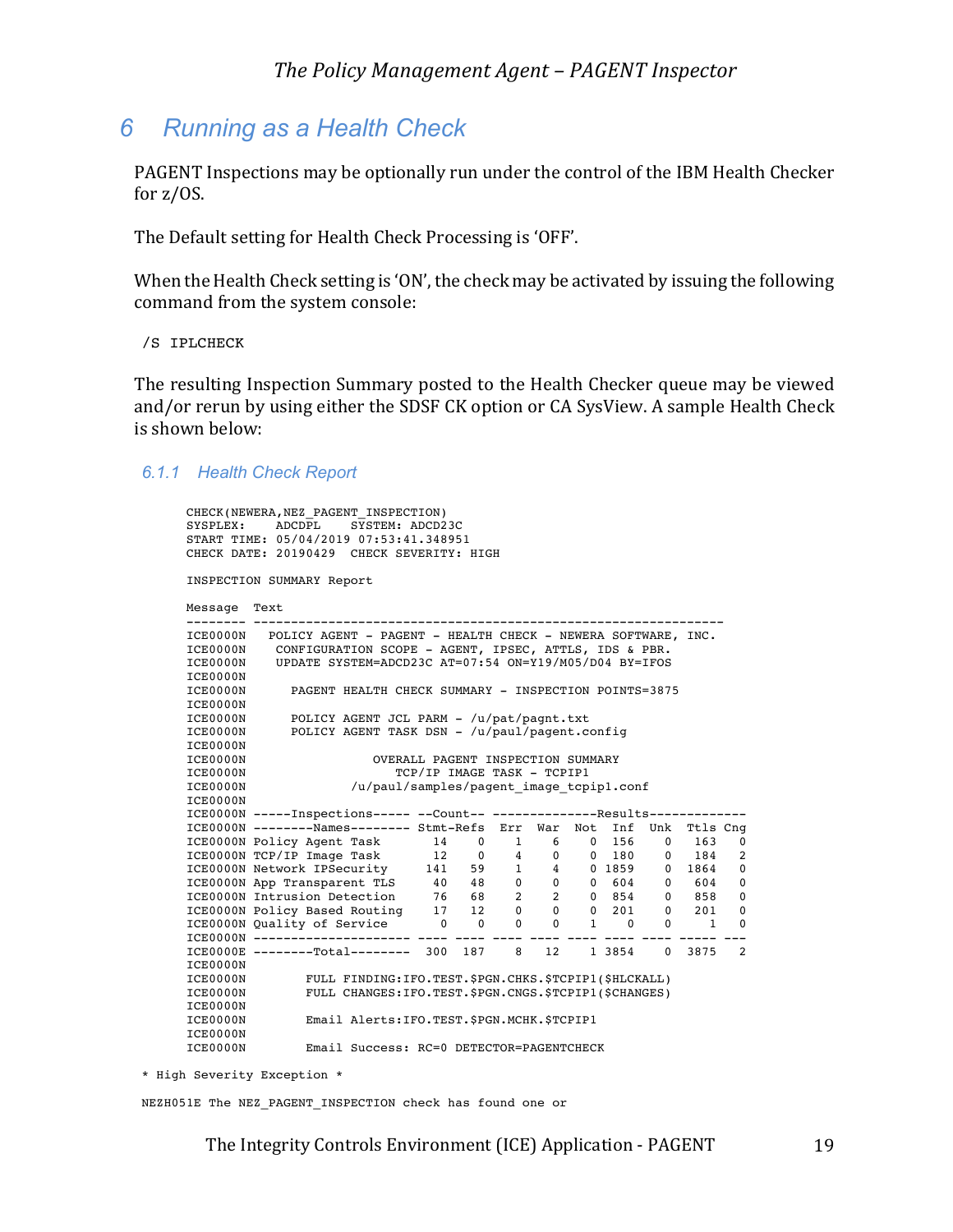# 6 Running as a Health Check

PAGENT Inspections may be optionally run under the control of the IBM Health Checker for z/OS.

The Default setting for Health Check Processing is 'OFF'.

When the Health Check setting is 'ON', the check may be activated by issuing the following command from the system console:

```
/S IPLCHECK
```

The resulting Inspection Summary posted to the Health Checker queue may be viewed and/or rerun by using either the SDSF CK option or CA SysView. A sample Health Check is shown below:

### 6.1.1 Health Check Report

```
CHECK(NEWERA,NEZ_PAGENT_INSPECTION)
SYSPLEX:    ADCDPL    SYSTEM: ADCD23C
START TIME: 05/04/2019 07:53:41.348951
CHECK DATE: 20190429  CHECK SEVERITY: HIGH

INSPECTION SUMMARY Report

Message  Text
-------- ---------------------------------------------------------------
ICE0000N   POLICY AGENT - PAGENT - HEALTH CHECK - NEWERA SOFTWARE, INC.
ICE0000N    CONFIGURATION SCOPE - AGENT, IPSEC, ATTLS, IDS & PBR.
ICE0000N    UPDATE SYSTEM=ADCD23C AT=07:54 ON=Y19/M05/D04 BY=IFOS
ICE0000N
ICE0000N      PAGENT HEALTH CHECK SUMMARY - INSPECTION POINTS=3875
ICE0000N
ICE0000N      POLICY AGENT JCL PARM - /u/pat/pagnt.txt
ICE0000N      POLICY AGENT TASK DSN - /u/paul/pagent.config
ICE0000N
ICE0000N                 OVERALL PAGENT INSPECTION SUMMARY
ICE0000N                    TCP/IP IMAGE TASK - TCPIP1
ICE0000N              /u/paul/samples/pagent_image_tcpip1.conf
ICE0000N
ICE0000N -----Inspections----- --Count-- --------------Results-------------
ICE0000N --------Names-------- Stmt-Refs  Err  War  Not  Inf  Unk  Ttls Cng
ICE0000N Policy Agent Task       14    0    1    6    0  156    0   163   0
ICE0000N TCP/IP Image Task       12    0    4    0    0  180    0   184   2
ICE0000N Network IPSecurity     141   59    1    4    0 1859    0  1864   0
ICE0000N App Transparent TLS     40   48    0    0    0  604    0   604   0
ICE0000N Intrusion Detection     76   68    2    2    0  854    0   858   0
ICE0000N Policy Based Routing    17   12    0    0    0  201    0   201   0
ICE0000N Quality of Service       0    0    0    0    1    0    0     1   0
ICE0000N --------------------- ---- ---- ---- ---- ---- ---- ---- ----- ---
ICE0000E --------Total--------  300  187    8   12    1 3854    0  3875   2
ICE0000N
ICE0000N        FULL FINDING:IFO.TEST.$PGN.CHKS.$TCPIP1($HLCKALL)
ICE0000N        FULL CHANGES:IFO.TEST.$PGN.CNGS.$TCPIP1($CHANGES)
ICE0000N
ICE0000N        Email Alerts:IFO.TEST.$PGN.MCHK.$TCPIP1
ICE0000N
ICE0000N        Email Success: RC=0 DETECTOR=PAGENTCHECK
```

```
* High Severity Exception *

NEZH051E The NEZ_PAGENT_INSPECTION check has found one or
```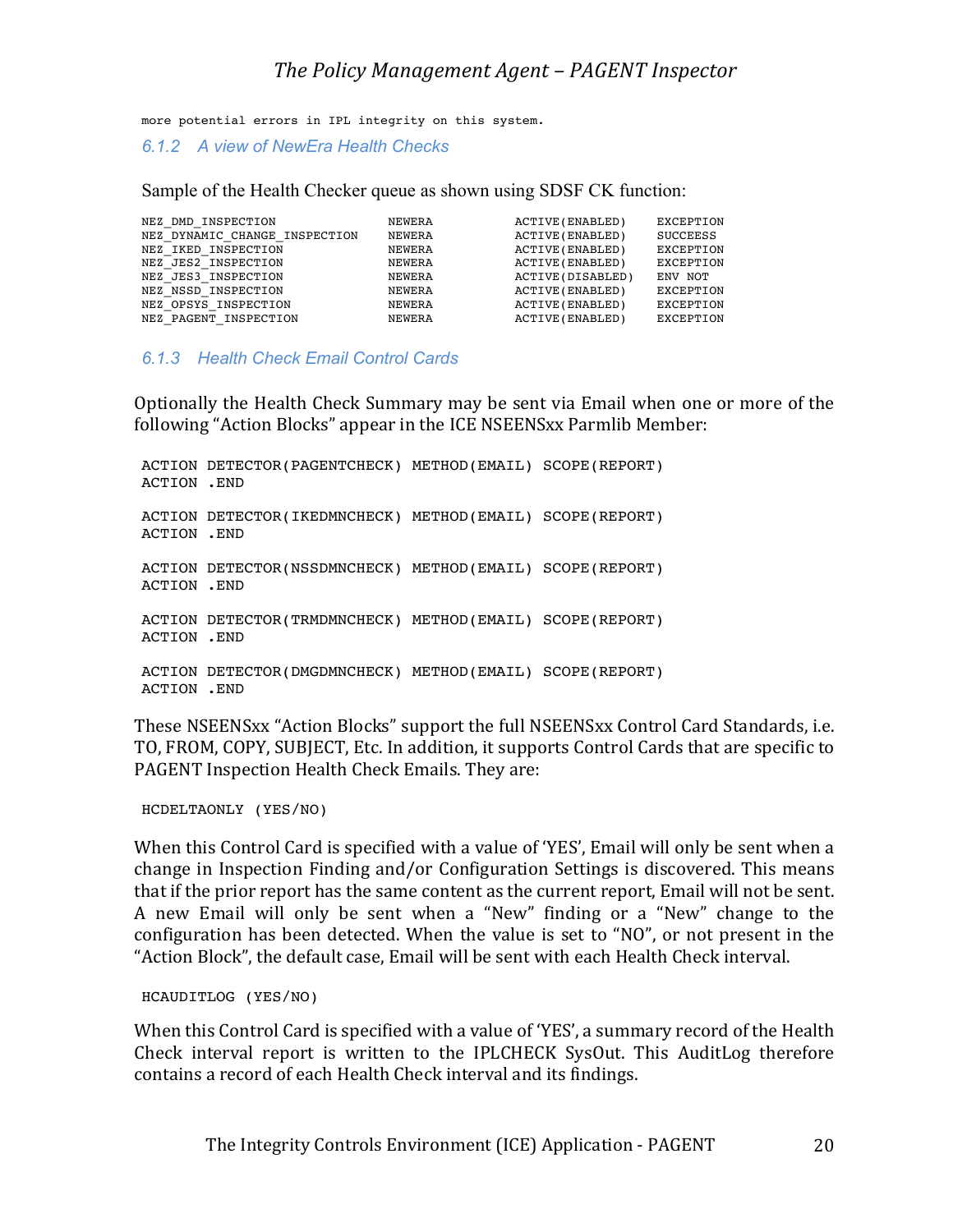more potential errors in IPL integrity on this system.

### 6.1.2 A view of NewEra Health Checks

Sample of the Health Checker queue as shown using SDSF CK function:

```
NEZ_DMD_INSPECTION              NEWERA        ACTIVE(ENABLED)     EXCEPTION
NEZ_DYNAMIC_CHANGE_INSPECTION   NEWERA        ACTIVE(ENABLED)     SUCCEESS
NEZ_IKED_INSPECTION             NEWERA        ACTIVE(ENABLED)     EXCEPTION
NEZ_JES2_INSPECTION             NEWERA        ACTIVE(ENABLED)     EXCEPTION
NEZ_JES3_INSPECTION             NEWERA        ACTIVE(DISABLED)    ENV NOT
NEZ_NSSD_INSPECTION             NEWERA        ACTIVE(ENABLED)     EXCEPTION
NEZ_OPSYS_INSPECTION            NEWERA        ACTIVE(ENABLED)     EXCEPTION
NEZ_PAGENT_INSPECTION           NEWERA        ACTIVE(ENABLED)     EXCEPTION
```

### 6.1.3 Health Check Email Control Cards

Optionally the Health Check Summary may be sent via Email when one or more of the following "Action Blocks" appear in the ICE NSEENSxx Parmlib Member:

```
ACTION DETECTOR(PAGENTCHECK) METHOD(EMAIL) SCOPE(REPORT)
ACTION .END

ACTION DETECTOR(IKEDMNCHECK) METHOD(EMAIL) SCOPE(REPORT)
ACTION .END

ACTION DETECTOR(NSSDMNCHECK) METHOD(EMAIL) SCOPE(REPORT)
ACTION .END

ACTION DETECTOR(TRMDMNCHECK) METHOD(EMAIL) SCOPE(REPORT)
ACTION .END

ACTION DETECTOR(DMGDMNCHECK) METHOD(EMAIL) SCOPE(REPORT)
ACTION .END
```

These NSEENSxx "Action Blocks" support the full NSEENSxx Control Card Standards, i.e. TO, FROM, COPY, SUBJECT, Etc. In addition, it supports Control Cards that are specific to PAGENT Inspection Health Check Emails. They are:

```
HCDELTAONLY (YES/NO)
```

When this Control Card is specified with a value of 'YES', Email will only be sent when a change in Inspection Finding and/or Configuration Settings is discovered. This means that if the prior report has the same content as the current report, Email will not be sent. A new Email will only be sent when a "New" finding or a "New" change to the configuration has been detected. When the value is set to "NO", or not present in the "Action Block", the default case, Email will be sent with each Health Check interval.

```
HCAUDITLOG (YES/NO)
```

When this Control Card is specified with a value of 'YES', a summary record of the Health Check interval report is written to the IPLCHECK SysOut. This AuditLog therefore contains a record of each Health Check interval and its findings.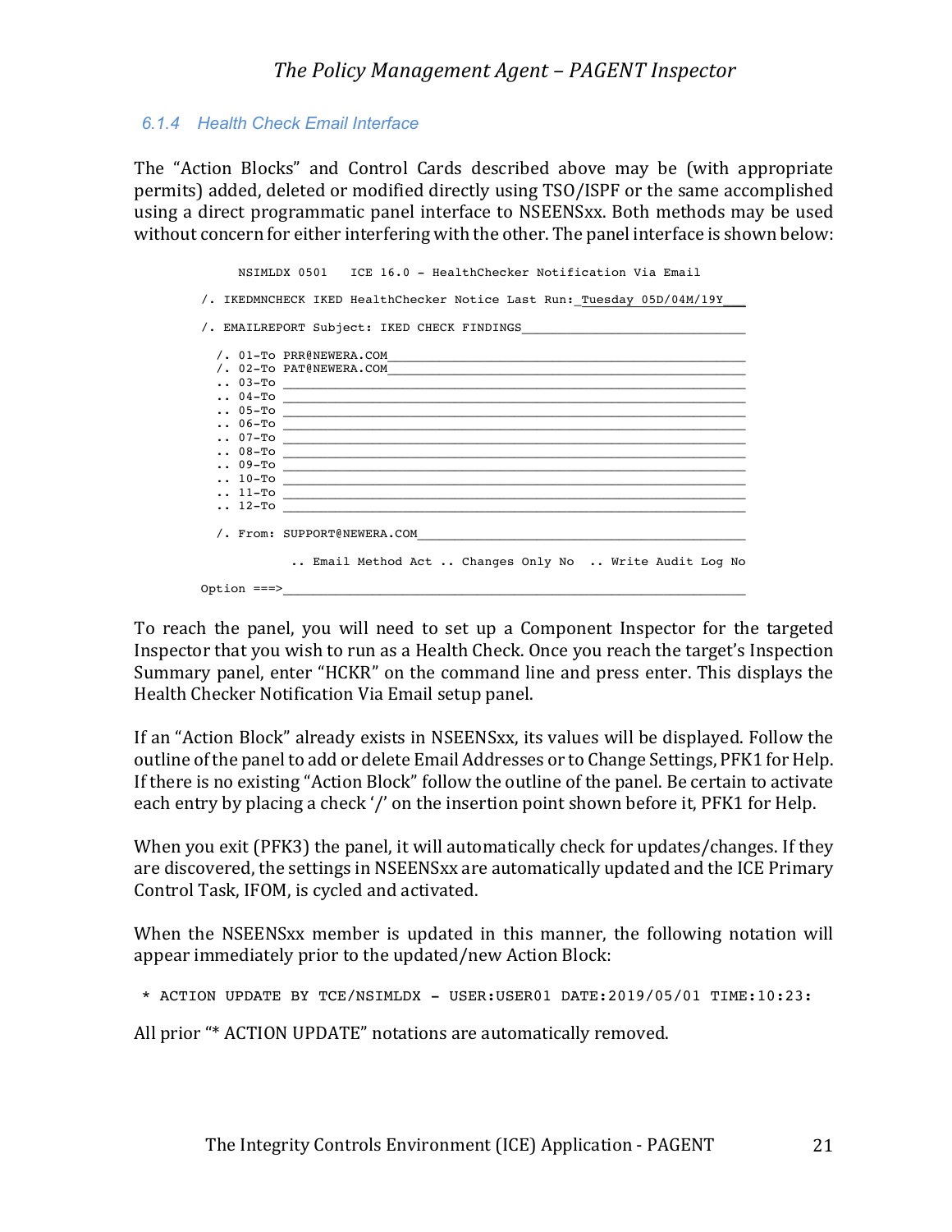### 6.1.4 Health Check Email Interface

The "Action Blocks" and Control Cards described above may be (with appropriate permits) added, deleted or modified directly using TSO/ISPF or the same accomplished using a direct programmatic panel interface to NSEENSxx. Both methods may be used without concern for either interfering with the other. The panel interface is shown below:

```
     NSIMLDX 0501   ICE 16.0 - HealthChecker Notification Via Email

/. IKEDMNCHECK IKED HealthChecker Notice Last Run:_Tuesday 05D/04M/19Y___

/. EMAILREPORT Subject: IKED CHECK FINDINGS_______________________________

  /. 01-To PRR@NEWERA.COM________________________________________________
  /. 02-To PAT@NEWERA.COM________________________________________________
  .. 03-To _______________________________________________________________
  .. 04-To _______________________________________________________________
  .. 05-To _______________________________________________________________
  .. 06-To _______________________________________________________________
  .. 07-To _______________________________________________________________
  .. 08-To _______________________________________________________________
  .. 09-To _______________________________________________________________
  .. 10-To _______________________________________________________________
  .. 11-To _______________________________________________________________
  .. 12-To _______________________________________________________________

  /. From: SUPPORT@NEWERA.COM____________________________________________

            .. Email Method Act .. Changes Only No  .. Write Audit Log No

Option ===>_______________________________________________________________
```

To reach the panel, you will need to set up a Component Inspector for the targeted Inspector that you wish to run as a Health Check. Once you reach the target's Inspection Summary panel, enter "HCKR" on the command line and press enter. This displays the Health Checker Notification Via Email setup panel.

If an "Action Block" already exists in NSEENSxx, its values will be displayed. Follow the outline of the panel to add or delete Email Addresses or to Change Settings, PFK1 for Help. If there is no existing "Action Block" follow the outline of the panel. Be certain to activate each entry by placing a check '/' on the insertion point shown before it, PFK1 for Help.

When you exit (PFK3) the panel, it will automatically check for updates/changes. If they are discovered, the settings in NSEENSxx are automatically updated and the ICE Primary Control Task, IFOM, is cycled and activated.

When the NSEENSxx member is updated in this manner, the following notation will appear immediately prior to the updated/new Action Block:

```
* ACTION UPDATE BY TCE/NSIMLDX - USER:USER01 DATE:2019/05/01 TIME:10:23:
```

All prior "* ACTION UPDATE" notations are automatically removed.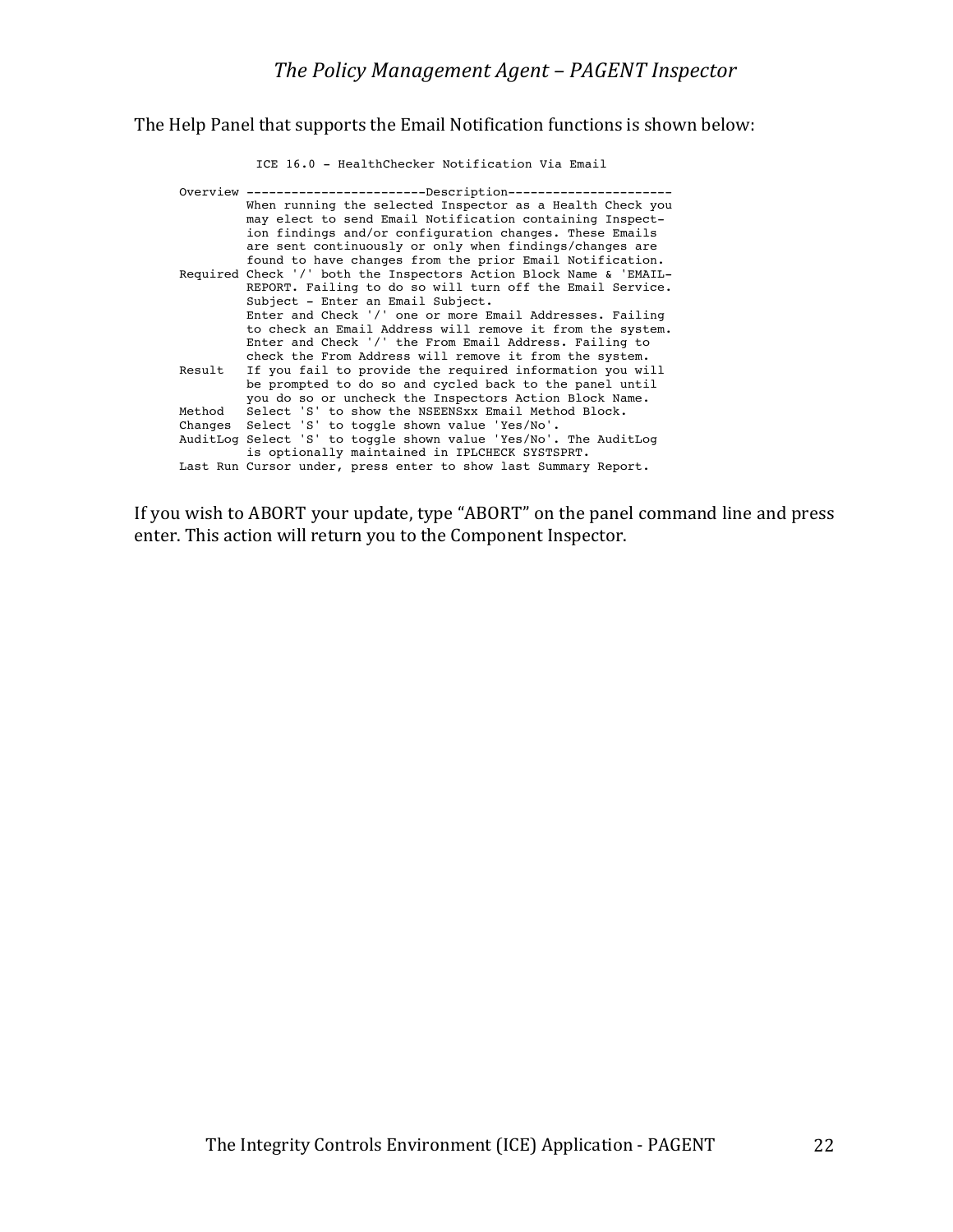The Help Panel that supports the Email Notification functions is shown below:

```
           ICE 16.0 - HealthChecker Notification Via Email

Overview ------------------------Description---------------------
         When running the selected Inspector as a Health Check you
         may elect to send Email Notification containing Inspect-
         ion findings and/or configuration changes. These Emails
         are sent continuously or only when findings/changes are
         found to have changes from the prior Email Notification.
Required Check '/' both the Inspectors Action Block Name & 'EMAIL-
         REPORT. Failing to do so will turn off the Email Service.
         Subject - Enter an Email Subject.
         Enter and Check '/' one or more Email Addresses. Failing
         to check an Email Address will remove it from the system.
         Enter and Check '/' the From Email Address. Failing to
         check the From Address will remove it from the system.
Result   If you fail to provide the required information you will
         be prompted to do so and cycled back to the panel until
         you do so or uncheck the Inspectors Action Block Name.
Method   Select 'S' to show the NSEENSxx Email Method Block.
Changes  Select 'S' to toggle shown value 'Yes/No'.
AuditLog Select 'S' to toggle shown value 'Yes/No'. The AuditLog
         is optionally maintained in IPLCHECK SYSTSPRT.
Last Run Cursor under, press enter to show last Summary Report.
```

If you wish to ABORT your update, type "ABORT" on the panel command line and press enter. This action will return you to the Component Inspector.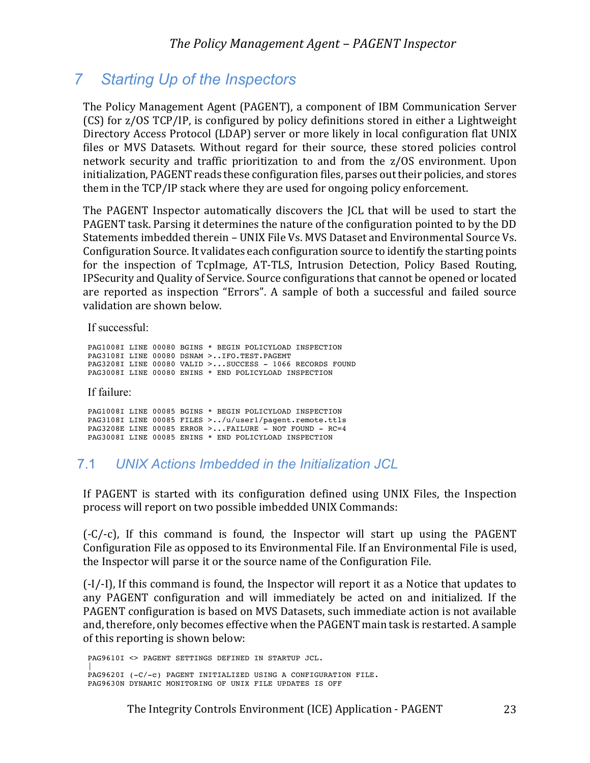# 7 Starting Up of the Inspectors

The Policy Management Agent (PAGENT), a component of IBM Communication Server (CS) for z/OS TCP/IP, is configured by policy definitions stored in either a Lightweight Directory Access Protocol (LDAP) server or more likely in local configuration flat UNIX files or MVS Datasets. Without regard for their source, these stored policies control network security and traffic prioritization to and from the z/OS environment. Upon initialization, PAGENT reads these configuration files, parses out their policies, and stores them in the TCP/IP stack where they are used for ongoing policy enforcement.

The PAGENT Inspector automatically discovers the JCL that will be used to start the PAGENT task. Parsing it determines the nature of the configuration pointed to by the DD Statements imbedded therein – UNIX File Vs. MVS Dataset and Environmental Source Vs. Configuration Source. It validates each configuration source to identify the starting points for the inspection of TcpImage, AT-TLS, Intrusion Detection, Policy Based Routing, IPSecurity and Quality of Service. Source configurations that cannot be opened or located are reported as inspection "Errors". A sample of both a successful and failed source validation are shown below.

If successful:

```
PAG1008I LINE 00080 BGINS * BEGIN POLICYLOAD INSPECTION
PAG3108I LINE 00080 DSNAM >..IFO.TEST.PAGEMT
PAG3208I LINE 00080 VALID >...SUCCESS - 1066 RECORDS FOUND
PAG3008I LINE 00080 ENINS * END POLICYLOAD INSPECTION
```

If failure:

```
PAG1008I LINE 00085 BGINS * BEGIN POLICYLOAD INSPECTION
PAG3108I LINE 00085 FILES >../u/user1/pagent.remote.ttls
PAG3208E LINE 00085 ERROR >...FAILURE - NOT FOUND - RC=4
PAG3008I LINE 00085 ENINS * END POLICYLOAD INSPECTION
```

## 7.1 UNIX Actions Imbedded in the Initialization JCL

If PAGENT is started with its configuration defined using UNIX Files, the Inspection process will report on two possible imbedded UNIX Commands:

(-C/-c), If this command is found, the Inspector will start up using the PAGENT Configuration File as opposed to its Environmental File. If an Environmental File is used, the Inspector will parse it or the source name of the Configuration File.

(-I/-I), If this command is found, the Inspector will report it as a Notice that updates to any PAGENT configuration and will immediately be acted on and initialized. If the PAGENT configuration is based on MVS Datasets, such immediate action is not available and, therefore, only becomes effective when the PAGENT main task is restarted. A sample of this reporting is shown below:

```
PAG9610I <> PAGENT SETTINGS DEFINED IN STARTUP JCL.
|
PAG9620I (-C/-c) PAGENT INITIALIZED USING A CONFIGURATION FILE.
PAG9630N DYNAMIC MONITORING OF UNIX FILE UPDATES IS OFF
```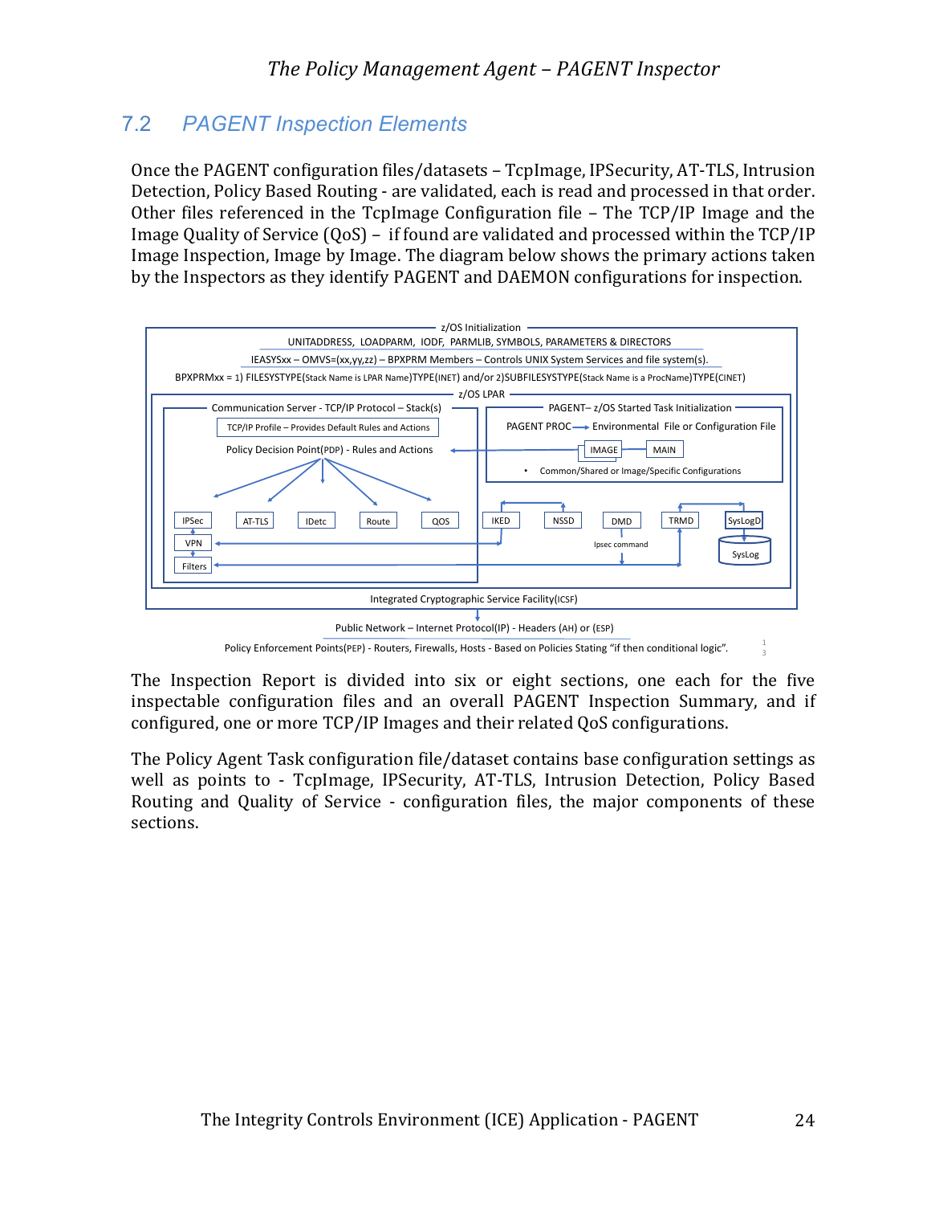## 7.2 PAGENT Inspection Elements

Once the PAGENT configuration files/datasets – TcpImage, IPSecurity, AT-TLS, Intrusion Detection, Policy Based Routing - are validated, each is read and processed in that order. Other files referenced in the TcpImage Configuration file – The TCP/IP Image and the Image Quality of Service (QoS) – if found are validated and processed within the TCP/IP Image Inspection, Image by Image. The diagram below shows the primary actions taken by the Inspectors as they identify PAGENT and DAEMON configurations for inspection.

z/OS Initialization

UNITADDRESS, LOADPARM, IODF, PARMLIB, SYMBOLS, PARAMETERS & DIRECTORS

IEASYSxx – OMVS=(xx,yy,zz) – BPXPRM Members – Controls UNIX System Services and file system(s).

BPXPRMxx = 1) FILESYSTYPE(Stack Name is LPAR Name)TYPE(INET) and/or 2)SUBFILESYSTYPE(Stack Name is a ProcName)TYPE(CINET)

z/OS LPAR

Communication Server - TCP/IP Protocol – Stack(s)

TCP/IP Profile – Provides Default Rules and Actions

Policy Decision Point(PDP) - Rules and Actions

IPSec, VPN, Filters, AT-TLS, IDetc, Route, QOS

PAGENT– z/OS Started Task Initialization

PAGENT PROC → Environmental File or Configuration File

IMAGE, MAIN

- Common/Shared or Image/Specific Configurations

IKED, NSSD, DMD, TRMD, SysLogD, SysLog

Ipsec command

Integrated Cryptographic Service Facility(ICSF)

Public Network – Internet Protocol(IP) - Headers (AH) or (ESP)

Policy Enforcement Points(PEP) - Routers, Firewalls, Hosts - Based on Policies Stating "if then conditional logic".

The Inspection Report is divided into six or eight sections, one each for the five inspectable configuration files and an overall PAGENT Inspection Summary, and if configured, one or more TCP/IP Images and their related QoS configurations.

The Policy Agent Task configuration file/dataset contains base configuration settings as well as points to - TcpImage, IPSecurity, AT-TLS, Intrusion Detection, Policy Based Routing and Quality of Service - configuration files, the major components of these sections.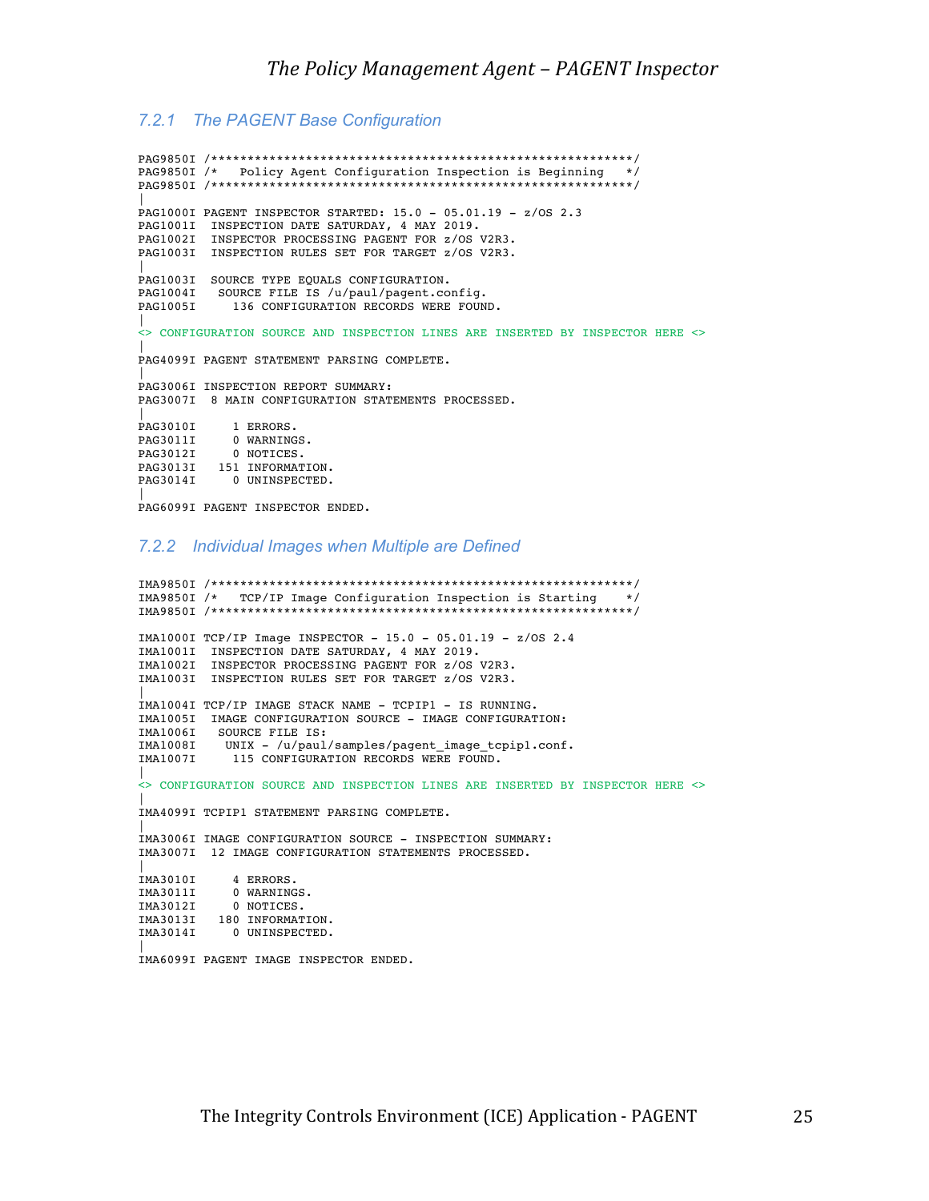### 7.2.1 The PAGENT Base Configuration

```
PAG9850I /***********************************************************/
PAG9850I /*   Policy Agent Configuration Inspection is Beginning   */
PAG9850I /***********************************************************/
|
PAG1000I PAGENT INSPECTOR STARTED: 15.0 - 05.01.19 - z/OS 2.3
PAG1001I  INSPECTION DATE SATURDAY, 4 MAY 2019.
PAG1002I  INSPECTOR PROCESSING PAGENT FOR z/OS V2R3.
PAG1003I  INSPECTION RULES SET FOR TARGET z/OS V2R3.
|
PAG1003I  SOURCE TYPE EQUALS CONFIGURATION.
PAG1004I   SOURCE FILE IS /u/paul/pagent.config.
PAG1005I     136 CONFIGURATION RECORDS WERE FOUND.
|
<> CONFIGURATION SOURCE AND INSPECTION LINES ARE INSERTED BY INSPECTOR HERE <>
|
PAG4099I PAGENT STATEMENT PARSING COMPLETE.
|
PAG3006I INSPECTION REPORT SUMMARY:
PAG3007I  8 MAIN CONFIGURATION STATEMENTS PROCESSED.
|
PAG3010I     1 ERRORS.
PAG3011I     0 WARNINGS.
PAG3012I     0 NOTICES.
PAG3013I   151 INFORMATION.
PAG3014I     0 UNINSPECTED.
|
PAG6099I PAGENT INSPECTOR ENDED.
```

### 7.2.2 Individual Images when Multiple are Defined

```
IMA9850I /***********************************************************/
IMA9850I /*   TCP/IP Image Configuration Inspection is Starting    */
IMA9850I /***********************************************************/

IMA1000I TCP/IP Image INSPECTOR - 15.0 - 05.01.19 - z/OS 2.4
IMA1001I  INSPECTION DATE SATURDAY, 4 MAY 2019.
IMA1002I  INSPECTOR PROCESSING PAGENT FOR z/OS V2R3.
IMA1003I  INSPECTION RULES SET FOR TARGET z/OS V2R3.
|
IMA1004I TCP/IP IMAGE STACK NAME - TCPIP1 - IS RUNNING.
IMA1005I  IMAGE CONFIGURATION SOURCE - IMAGE CONFIGURATION:
IMA1006I   SOURCE FILE IS:
IMA1008I    UNIX - /u/paul/samples/pagent_image_tcpip1.conf.
IMA1007I     115 CONFIGURATION RECORDS WERE FOUND.
|
<> CONFIGURATION SOURCE AND INSPECTION LINES ARE INSERTED BY INSPECTOR HERE <>
|
IMA4099I TCPIP1 STATEMENT PARSING COMPLETE.
|
IMA3006I IMAGE CONFIGURATION SOURCE - INSPECTION SUMMARY:
IMA3007I  12 IMAGE CONFIGURATION STATEMENTS PROCESSED.
|
IMA3010I     4 ERRORS.
IMA3011I     0 WARNINGS.
IMA3012I     0 NOTICES.
IMA3013I   180 INFORMATION.
IMA3014I     0 UNINSPECTED.
|
IMA6099I PAGENT IMAGE INSPECTOR ENDED.
```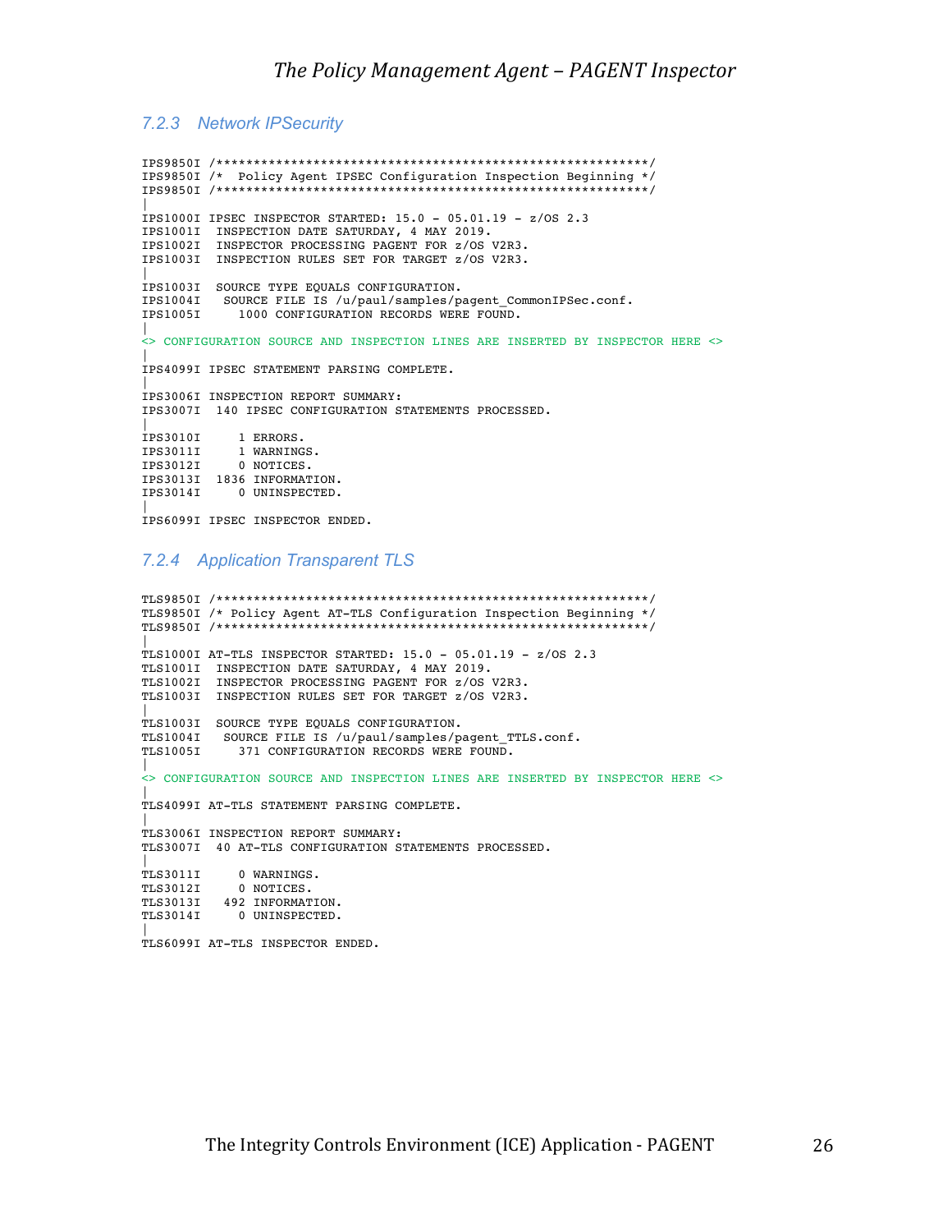### 7.2.3 Network IPSecurity

```
IPS9850I /**********************************************************/
IPS9850I /*  Policy Agent IPSEC Configuration Inspection Beginning */
IPS9850I /**********************************************************/
|
IPS1000I IPSEC INSPECTOR STARTED: 15.0 - 05.01.19 - z/OS 2.3
IPS1001I  INSPECTION DATE SATURDAY, 4 MAY 2019.
IPS1002I  INSPECTOR PROCESSING PAGENT FOR z/OS V2R3.
IPS1003I  INSPECTION RULES SET FOR TARGET z/OS V2R3.
|
IPS1003I  SOURCE TYPE EQUALS CONFIGURATION.
IPS1004I   SOURCE FILE IS /u/paul/samples/pagent_CommonIPSec.conf.
IPS1005I     1000 CONFIGURATION RECORDS WERE FOUND.
|
<> CONFIGURATION SOURCE AND INSPECTION LINES ARE INSERTED BY INSPECTOR HERE <>
|
IPS4099I IPSEC STATEMENT PARSING COMPLETE.
|
IPS3006I INSPECTION REPORT SUMMARY:
IPS3007I  140 IPSEC CONFIGURATION STATEMENTS PROCESSED.
|
IPS3010I     1 ERRORS.
IPS3011I     1 WARNINGS.
IPS3012I     0 NOTICES.
IPS3013I  1836 INFORMATION.
IPS3014I     0 UNINSPECTED.
|
IPS6099I IPSEC INSPECTOR ENDED.
```

### 7.2.4 Application Transparent TLS

```
TLS9850I /**********************************************************/
TLS9850I /* Policy Agent AT-TLS Configuration Inspection Beginning */
TLS9850I /**********************************************************/
|
TLS1000I AT-TLS INSPECTOR STARTED: 15.0 - 05.01.19 - z/OS 2.3
TLS1001I  INSPECTION DATE SATURDAY, 4 MAY 2019.
TLS1002I  INSPECTOR PROCESSING PAGENT FOR z/OS V2R3.
TLS1003I  INSPECTION RULES SET FOR TARGET z/OS V2R3.
|
TLS1003I  SOURCE TYPE EQUALS CONFIGURATION.
TLS1004I   SOURCE FILE IS /u/paul/samples/pagent_TTLS.conf.
TLS1005I     371 CONFIGURATION RECORDS WERE FOUND.
|
<> CONFIGURATION SOURCE AND INSPECTION LINES ARE INSERTED BY INSPECTOR HERE <>
|
TLS4099I AT-TLS STATEMENT PARSING COMPLETE.
|
TLS3006I INSPECTION REPORT SUMMARY:
TLS3007I  40 AT-TLS CONFIGURATION STATEMENTS PROCESSED.
|
TLS3011I     0 WARNINGS.
TLS3012I     0 NOTICES.
TLS3013I   492 INFORMATION.
TLS3014I     0 UNINSPECTED.
|
TLS6099I AT-TLS INSPECTOR ENDED.
```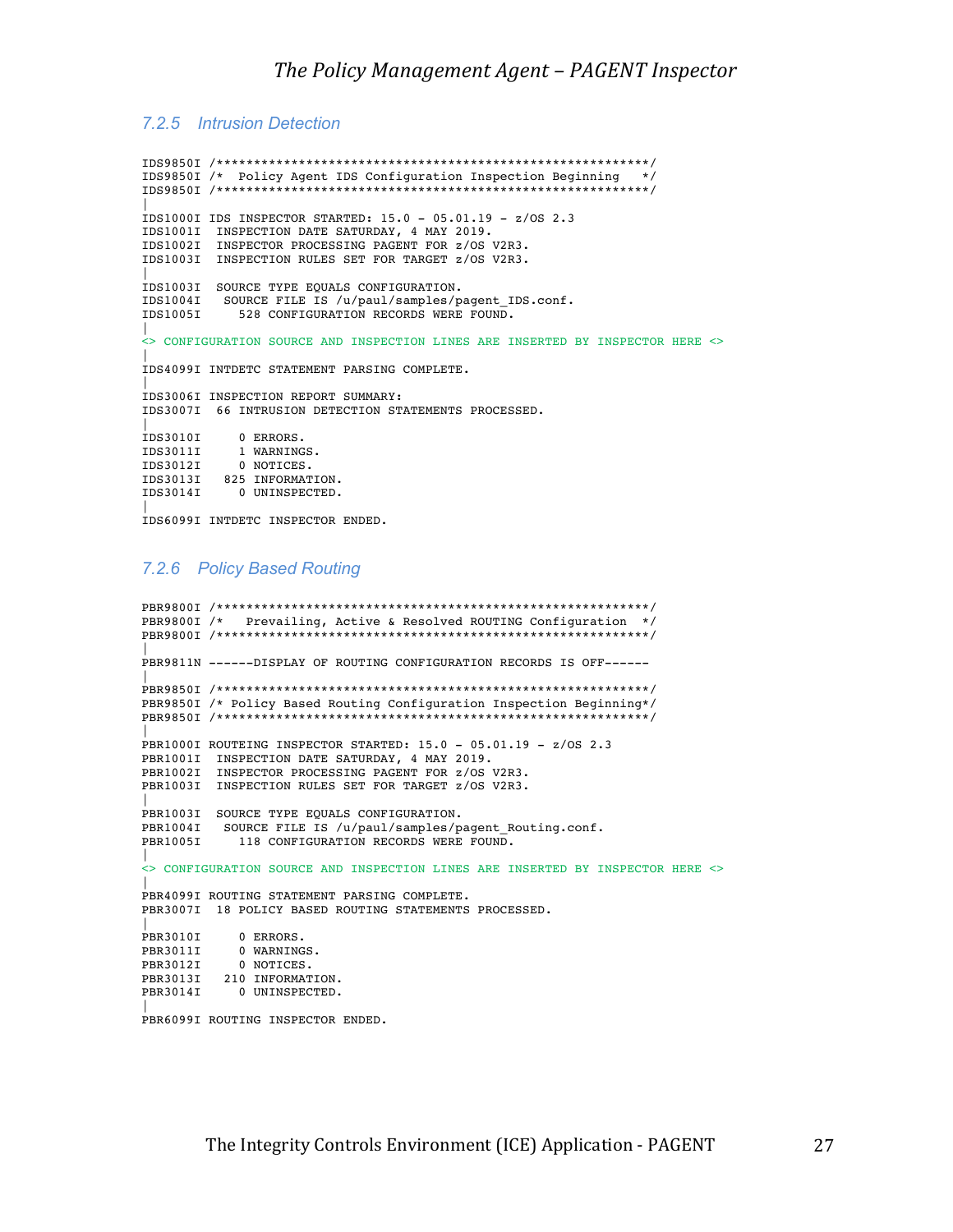### 7.2.5 Intrusion Detection

```
IDS9850I /*********************************************************/
IDS9850I /*  Policy Agent IDS Configuration Inspection Beginning   */
IDS9850I /*********************************************************/
|
IDS1000I IDS INSPECTOR STARTED: 15.0 - 05.01.19 - z/OS 2.3
IDS1001I  INSPECTION DATE SATURDAY, 4 MAY 2019.
IDS1002I  INSPECTOR PROCESSING PAGENT FOR z/OS V2R3.
IDS1003I  INSPECTION RULES SET FOR TARGET z/OS V2R3.
|
IDS1003I  SOURCE TYPE EQUALS CONFIGURATION.
IDS1004I   SOURCE FILE IS /u/paul/samples/pagent_IDS.conf.
IDS1005I     528 CONFIGURATION RECORDS WERE FOUND.
|
<> CONFIGURATION SOURCE AND INSPECTION LINES ARE INSERTED BY INSPECTOR HERE <>
|
IDS4099I INTDETC STATEMENT PARSING COMPLETE.
|
IDS3006I INSPECTION REPORT SUMMARY:
IDS3007I  66 INTRUSION DETECTION STATEMENTS PROCESSED.
|
IDS3010I     0 ERRORS.
IDS3011I     1 WARNINGS.
IDS3012I     0 NOTICES.
IDS3013I   825 INFORMATION.
IDS3014I     0 UNINSPECTED.
|
IDS6099I INTDETC INSPECTOR ENDED.
```

### 7.2.6 Policy Based Routing

```
PBR9800I /*********************************************************/
PBR9800I /*   Prevailing, Active & Resolved ROUTING Configuration  */
PBR9800I /*********************************************************/
|
PBR9811N ------DISPLAY OF ROUTING CONFIGURATION RECORDS IS OFF------
|
PBR9850I /*********************************************************/
PBR9850I /* Policy Based Routing Configuration Inspection Beginning*/
PBR9850I /*********************************************************/
|
PBR1000I ROUTEING INSPECTOR STARTED: 15.0 - 05.01.19 - z/OS 2.3
PBR1001I  INSPECTION DATE SATURDAY, 4 MAY 2019.
PBR1002I  INSPECTOR PROCESSING PAGENT FOR z/OS V2R3.
PBR1003I  INSPECTION RULES SET FOR TARGET z/OS V2R3.
|
PBR1003I  SOURCE TYPE EQUALS CONFIGURATION.
PBR1004I   SOURCE FILE IS /u/paul/samples/pagent_Routing.conf.
PBR1005I     118 CONFIGURATION RECORDS WERE FOUND.
|
<> CONFIGURATION SOURCE AND INSPECTION LINES ARE INSERTED BY INSPECTOR HERE <>
|
PBR4099I ROUTING STATEMENT PARSING COMPLETE.
PBR3007I  18 POLICY BASED ROUTING STATEMENTS PROCESSED.
|
PBR3010I     0 ERRORS.
PBR3011I     0 WARNINGS.
PBR3012I     0 NOTICES.
PBR3013I   210 INFORMATION.
PBR3014I     0 UNINSPECTED.
|
PBR6099I ROUTING INSPECTOR ENDED.
```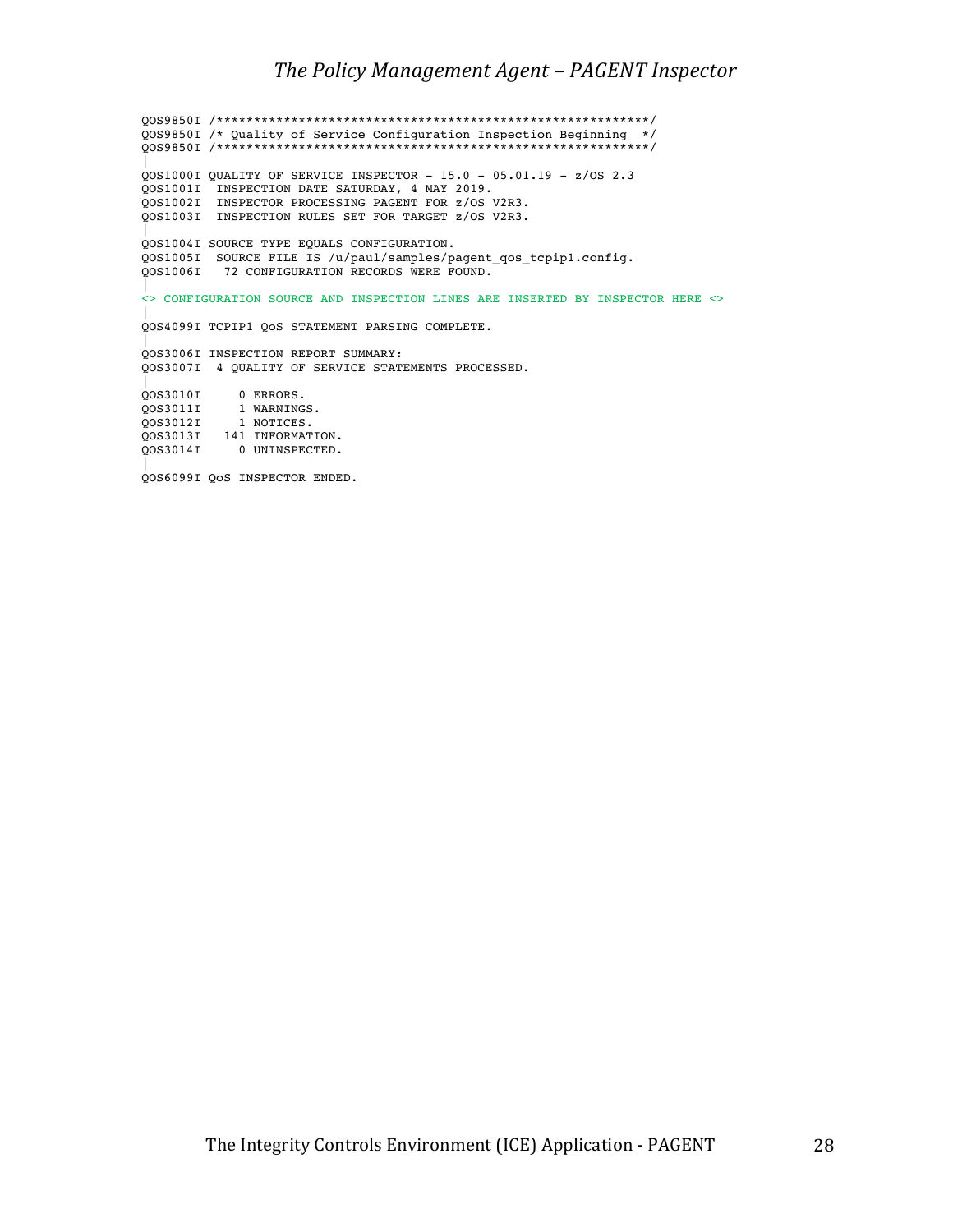```
QOS9850I /***********************************************************/
QOS9850I /* Quality of Service Configuration Inspection Beginning  */
QOS9850I /***********************************************************/
|
QOS1000I QUALITY OF SERVICE INSPECTOR - 15.0 - 05.01.19 - z/OS 2.3
QOS1001I  INSPECTION DATE SATURDAY, 4 MAY 2019.
QOS1002I  INSPECTOR PROCESSING PAGENT FOR z/OS V2R3.
QOS1003I  INSPECTION RULES SET FOR TARGET z/OS V2R3.
|
QOS1004I SOURCE TYPE EQUALS CONFIGURATION.
QOS1005I  SOURCE FILE IS /u/paul/samples/pagent_qos_tcpip1.config.
QOS1006I   72 CONFIGURATION RECORDS WERE FOUND.
|
<> CONFIGURATION SOURCE AND INSPECTION LINES ARE INSERTED BY INSPECTOR HERE <>
|
QOS4099I TCPIP1 QoS STATEMENT PARSING COMPLETE.
|
QOS3006I INSPECTION REPORT SUMMARY:
QOS3007I  4 QUALITY OF SERVICE STATEMENTS PROCESSED.
|
QOS3010I     0 ERRORS.
QOS3011I     1 WARNINGS.
QOS3012I     1 NOTICES.
QOS3013I   141 INFORMATION.
QOS3014I     0 UNINSPECTED.
|
QOS6099I QoS INSPECTOR ENDED.
```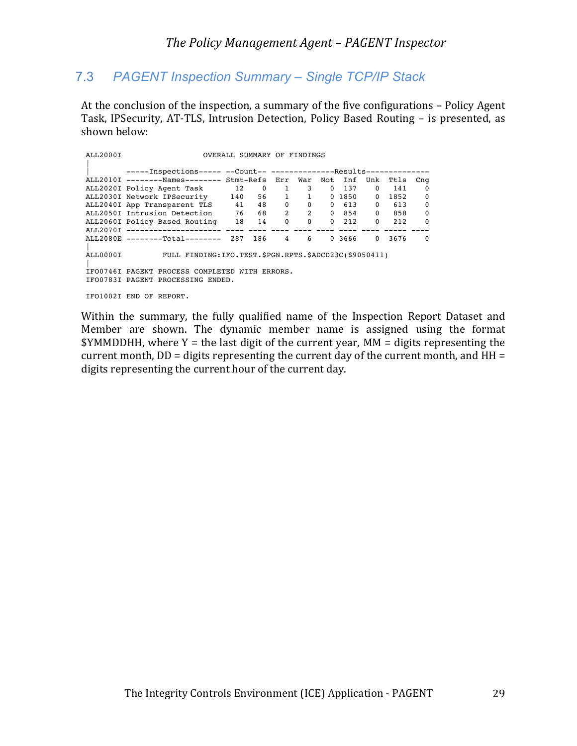## 7.3 PAGENT Inspection Summary – Single TCP/IP Stack

At the conclusion of the inspection, a summary of the five configurations – Policy Agent Task, IPSecurity, AT-TLS, Intrusion Detection, Policy Based Routing – is presented, as shown below:

```
ALL2000I                  OVERALL SUMMARY OF FINDINGS
|
|        -----Inspections----- --Count-- --------------Results--------------
ALL2010I --------Names-------- Stmt-Refs  Err  War  Not  Inf  Unk  Ttls  Cng
ALL2020I Policy Agent Task       12    0    1    3    0  137    0   141    0
ALL2030I Network IPSecurity     140   56    1    1    0 1850    0  1852    0
ALL2040I App Transparent TLS     41   48    0    0    0  613    0   613    0
ALL2050I Intrusion Detection     76   68    2    2    0  854    0   858    0
ALL2060I Policy Based Routing    18   14    0    0    0  212    0   212    0
ALL2070I --------------------- ---- ---- ---- ---- ---- ---- ---- ----- ----
ALL2080E --------Total--------  287  186    4    6    0 3666    0  3676    0
|
ALL0000I          FULL FINDING:IFO.TEST.$PGN.RPTS.$ADCD23C($9050411)
|
IFO0746I PAGENT PROCESS COMPLETED WITH ERRORS.
IFO0783I PAGENT PROCESSING ENDED.

IFO1002I END OF REPORT.
```

Within the summary, the fully qualified name of the Inspection Report Dataset and Member are shown. The dynamic member name is assigned using the format $YMMDDHH, where Y = the last digit of the current year, MM = digits representing the current month, DD = digits representing the current day of the current month, and HH = digits representing the current hour of the current day.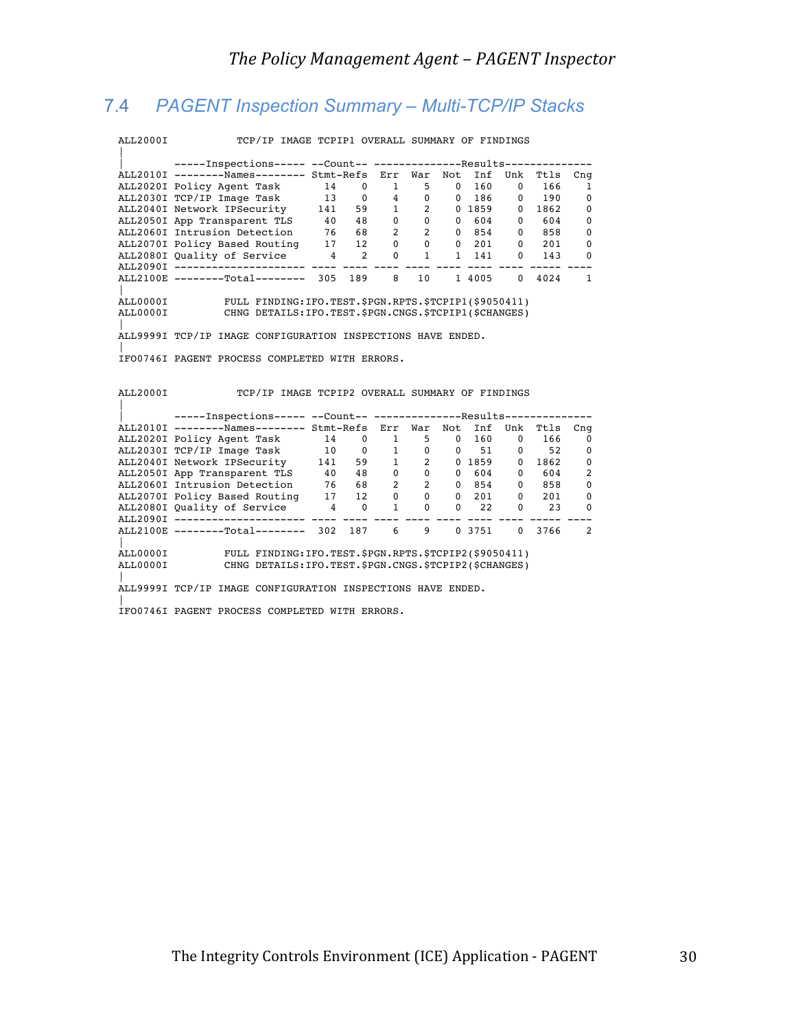## 7.4 PAGENT Inspection Summary – Multi-TCP/IP Stacks

```
ALL2000I          TCP/IP IMAGE TCPIP1 OVERALL SUMMARY OF FINDINGS
|
|        -----Inspections----- --Count-- --------------Results--------------
ALL2010I --------Names-------- Stmt-Refs  Err  War  Not  Inf  Unk  Ttls  Cng
ALL2020I Policy Agent Task       14    0    1    5    0  160    0   166    1
ALL2030I TCP/IP Image Task       13    0    4    0    0  186    0   190    0
ALL2040I Network IPSecurity     141   59    1    2    0 1859    0  1862    0
ALL2050I App Transparent TLS     40   48    0    0    0  604    0   604    0
ALL2060I Intrusion Detection     76   68    2    2    0  854    0   858    0
ALL2070I Policy Based Routing    17   12    0    0    0  201    0   201    0
ALL2080I Quality of Service       4    2    0    1    1  141    0   143    0
ALL2090I --------------------- ---- ---- ---- ---- ---- ---- ---- ----- ----
ALL2100E --------Total--------  305  189    8   10    1 4005    0  4024    1
|
ALL0000I         FULL FINDING:IFO.TEST.$PGN.RPTS.$TCPIP1($9050411)
ALL0000I         CHNG DETAILS:IFO.TEST.$PGN.CNGS.$TCPIP1($CHANGES)
|
ALL9999I TCP/IP IMAGE CONFIGURATION INSPECTIONS HAVE ENDED.
|
IFO0746I PAGENT PROCESS COMPLETED WITH ERRORS.


ALL2000I          TCP/IP IMAGE TCPIP2 OVERALL SUMMARY OF FINDINGS
|
|        -----Inspections----- --Count-- --------------Results--------------
ALL2010I --------Names-------- Stmt-Refs  Err  War  Not  Inf  Unk  Ttls  Cng
ALL2020I Policy Agent Task       14    0    1    5    0  160    0   166    0
ALL2030I TCP/IP Image Task       10    0    1    0    0   51    0    52    0
ALL2040I Network IPSecurity     141   59    1    2    0 1859    0  1862    0
ALL2050I App Transparent TLS     40   48    0    0    0  604    0   604    2
ALL2060I Intrusion Detection     76   68    2    2    0  854    0   858    0
ALL2070I Policy Based Routing    17   12    0    0    0  201    0   201    0
ALL2080I Quality of Service       4    0    1    0    0   22    0    23    0
ALL2090I --------------------- ---- ---- ---- ---- ---- ---- ---- ----- ----
ALL2100E --------Total--------  302  187    6    9    0 3751    0  3766    2
|
ALL0000I         FULL FINDING:IFO.TEST.$PGN.RPTS.$TCPIP2($9050411)
ALL0000I         CHNG DETAILS:IFO.TEST.$PGN.CNGS.$TCPIP2($CHANGES)
|
ALL9999I TCP/IP IMAGE CONFIGURATION INSPECTIONS HAVE ENDED.
|
IFO0746I PAGENT PROCESS COMPLETED WITH ERRORS.
```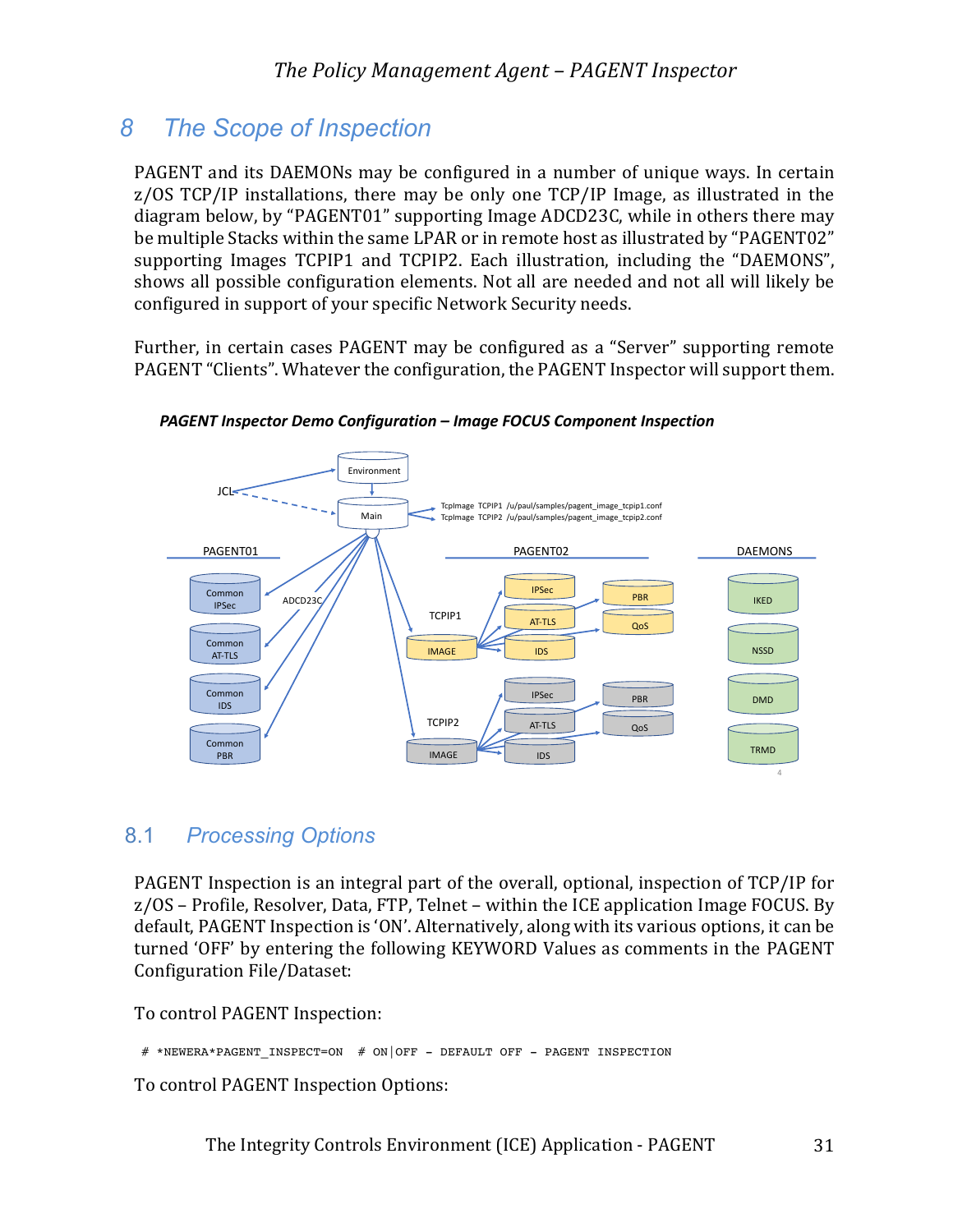# 8 The Scope of Inspection

PAGENT and its DAEMONs may be configured in a number of unique ways. In certain z/OS TCP/IP installations, there may be only one TCP/IP Image, as illustrated in the diagram below, by "PAGENT01" supporting Image ADCD23C, while in others there may be multiple Stacks within the same LPAR or in remote host as illustrated by "PAGENT02" supporting Images TCPIP1 and TCPIP2. Each illustration, including the "DAEMONS", shows all possible configuration elements. Not all are needed and not all will likely be configured in support of your specific Network Security needs.

Further, in certain cases PAGENT may be configured as a "Server" supporting remote PAGENT "Clients". Whatever the configuration, the PAGENT Inspector will support them.

***PAGENT Inspector Demo Configuration – Image FOCUS Component Inspection***

## 8.1 *Processing Options*

PAGENT Inspection is an integral part of the overall, optional, inspection of TCP/IP for z/OS – Profile, Resolver, Data, FTP, Telnet – within the ICE application Image FOCUS. By default, PAGENT Inspection is 'ON'. Alternatively, along with its various options, it can be turned 'OFF' by entering the following KEYWORD Values as comments in the PAGENT Configuration File/Dataset:

To control PAGENT Inspection:

```
# *NEWERA*PAGENT_INSPECT=ON  # ON|OFF - DEFAULT OFF - PAGENT INSPECTION
```

To control PAGENT Inspection Options: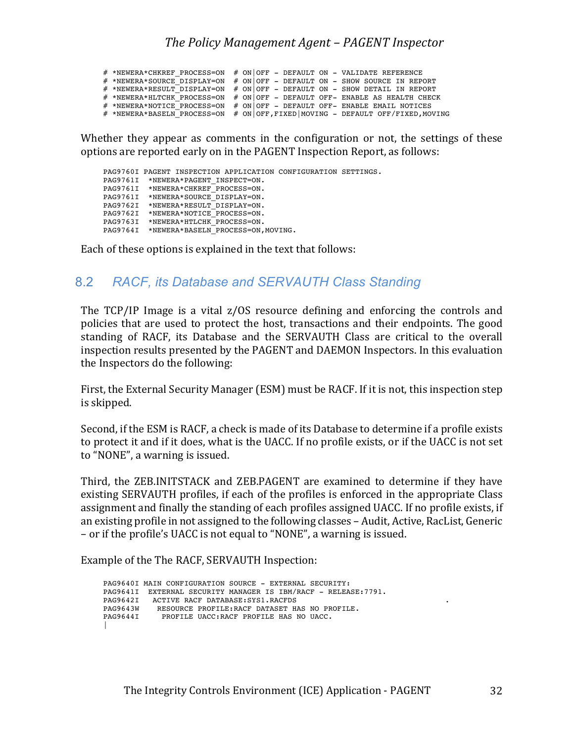```
# *NEWERA*CHKREF_PROCESS=ON  # ON|OFF - DEFAULT ON - VALIDATE REFERENCE
# *NEWERA*SOURCE_DISPLAY=ON  # ON|OFF - DEFAULT ON - SHOW SOURCE IN REPORT
# *NEWERA*RESULT_DISPLAY=ON  # ON|OFF - DEFAULT ON - SHOW DETAIL IN REPORT
# *NEWERA*HLTCHK_PROCESS=ON  # ON|OFF - DEFAULT OFF- ENABLE AS HEALTH CHECK
# *NEWERA*NOTICE_PROCESS=ON  # ON|OFF - DEFAULT OFF- ENABLE EMAIL NOTICES
# *NEWERA*BASELN_PROCESS=ON  # ON|OFF,FIXED|MOVING - DEFAULT OFF/FIXED,MOVING
```

Whether they appear as comments in the configuration or not, the settings of these options are reported early on in the PAGENT Inspection Report, as follows:

```
PAG9760I PAGENT INSPECTION APPLICATION CONFIGURATION SETTINGS.
PAG9761I  *NEWERA*PAGENT_INSPECT=ON.
PAG9761I  *NEWERA*CHKREF_PROCESS=ON.
PAG9761I  *NEWERA*SOURCE_DISPLAY=ON.
PAG9762I  *NEWERA*RESULT_DISPLAY=ON.
PAG9762I  *NEWERA*NOTICE_PROCESS=ON.
PAG9763I  *NEWERA*HTLCHK_PROCESS=ON.
PAG9764I  *NEWERA*BASELN_PROCESS=ON,MOVING.
```

Each of these options is explained in the text that follows:

## 8.2 RACF, its Database and SERVAUTH Class Standing

The TCP/IP Image is a vital z/OS resource defining and enforcing the controls and policies that are used to protect the host, transactions and their endpoints. The good standing of RACF, its Database and the SERVAUTH Class are critical to the overall inspection results presented by the PAGENT and DAEMON Inspectors. In this evaluation the Inspectors do the following:

First, the External Security Manager (ESM) must be RACF. If it is not, this inspection step is skipped.

Second, if the ESM is RACF, a check is made of its Database to determine if a profile exists to protect it and if it does, what is the UACC. If no profile exists, or if the UACC is not set to "NONE", a warning is issued.

Third, the ZEB.INITSTACK and ZEB.PAGENT are examined to determine if they have existing SERVAUTH profiles, if each of the profiles is enforced in the appropriate Class assignment and finally the standing of each profiles assigned UACC. If no profile exists, if an existing profile in not assigned to the following classes – Audit, Active, RacList, Generic – or if the profile's UACC is not equal to "NONE", a warning is issued.

Example of the The RACF, SERVAUTH Inspection:

```
PAG9640I MAIN CONFIGURATION SOURCE - EXTERNAL SECURITY:
PAG9641I  EXTERNAL SECURITY MANAGER IS IBM/RACF - RELEASE:7791.
PAG9642I   ACTIVE RACF DATABASE:SYS1.RACFDS                              .
PAG9643W    RESOURCE PROFILE:RACF DATASET HAS NO PROFILE.
PAG9644I     PROFILE UACC:RACF PROFILE HAS NO UACC.
|
```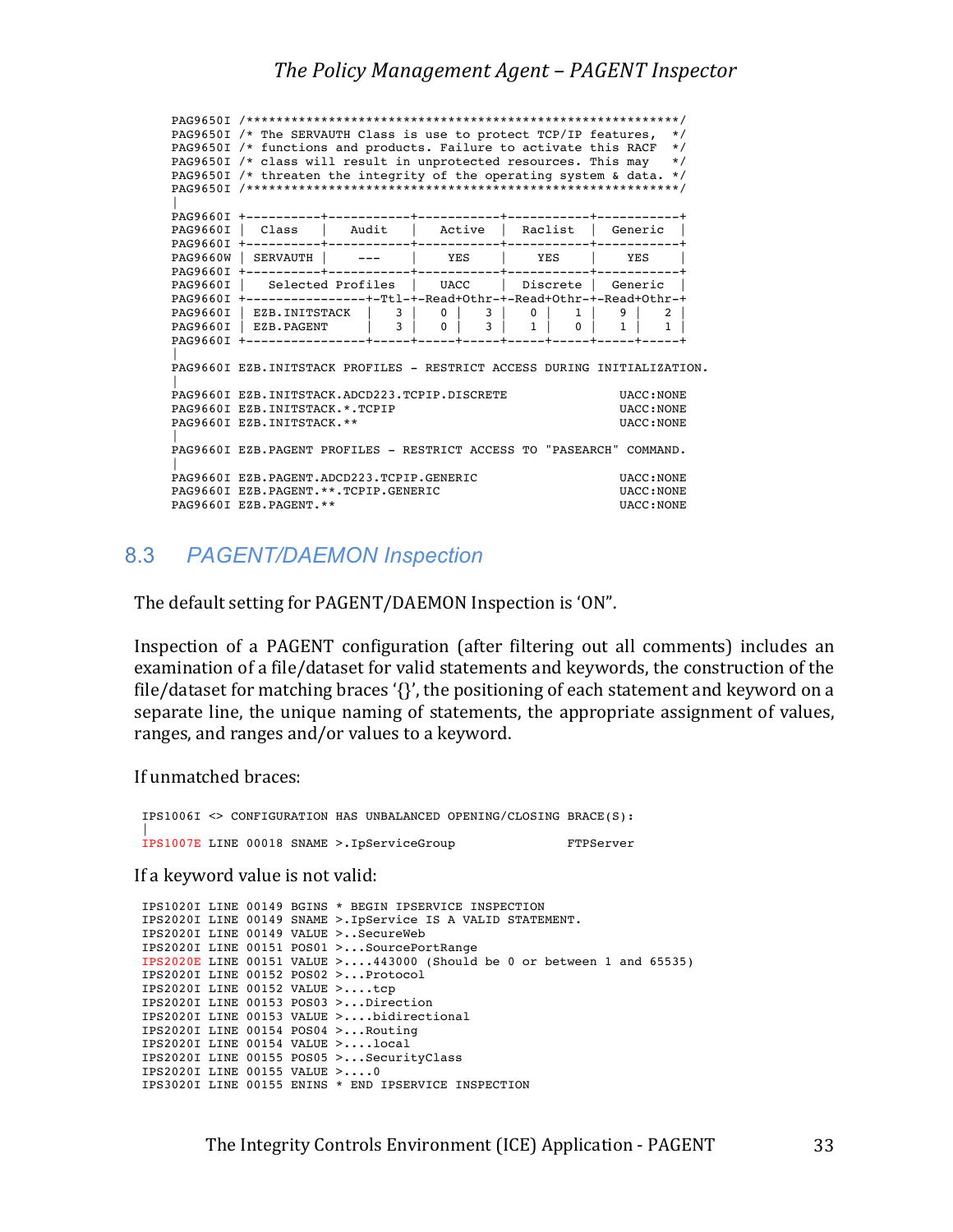```
PAG9650I /**********************************************************/
PAG9650I /* The SERVAUTH Class is use to protect TCP/IP features,  */
PAG9650I /* functions and products. Failure to activate this RACF  */
PAG9650I /* class will result in unprotected resources. This may   */
PAG9650I /* threaten the integrity of the operating system & data. */
PAG9650I /**********************************************************/
|
PAG9660I +----------+-----------+-----------+-----------+-----------+
PAG9660I |  Class   |   Audit   |  Active   |  Raclist  |  Generic  |
PAG9660I +----------+-----------+-----------+-----------+-----------+
PAG9660W | SERVAUTH |    ---    |    YES    |    YES    |    YES    |
PAG9660I +----------+-----------+-----------+-----------+-----------+
PAG9660I |   Selected Profiles   |   UACC    |  Discrete |  Generic  |
PAG9660I +----------------+-Ttl-+-Read+Othr-+-Read+Othr-+-Read+Othr-+
PAG9660I | EZB.INITSTACK  |   3 |   0 |   3 |   0 |   1 |   9 |   2 |
PAG9660I | EZB.PAGENT     |   3 |   0 |   3 |   1 |   0 |   1 |   1 |
PAG9660I +----------------+-----+-----+-----+-----+-----+-----+-----+
|
PAG9660I EZB.INITSTACK PROFILES - RESTRICT ACCESS DURING INITIALIZATION.
|
PAG9660I EZB.INITSTACK.ADCD223.TCPIP.DISCRETE               UACC:NONE
PAG9660I EZB.INITSTACK.*.TCPIP                              UACC:NONE
PAG9660I EZB.INITSTACK.**                                   UACC:NONE
|
PAG9660I EZB.PAGENT PROFILES - RESTRICT ACCESS TO "PASEARCH" COMMAND.
|
PAG9660I EZB.PAGENT.ADCD223.TCPIP.GENERIC                   UACC:NONE
PAG9660I EZB.PAGENT.**.TCPIP.GENERIC                        UACC:NONE
PAG9660I EZB.PAGENT.**                                      UACC:NONE
```

## 8.3 PAGENT/DAEMON Inspection

The default setting for PAGENT/DAEMON Inspection is 'ON".

Inspection of a PAGENT configuration (after filtering out all comments) includes an examination of a file/dataset for valid statements and keywords, the construction of the file/dataset for matching braces '{}', the positioning of each statement and keyword on a separate line, the unique naming of statements, the appropriate assignment of values, ranges, and ranges and/or values to a keyword.

If unmatched braces:

```
IPS1006I <> CONFIGURATION HAS UNBALANCED OPENING/CLOSING BRACE(S):
|
IPS1007E LINE 00018 SNAME >.IpServiceGroup              FTPServer
```

If a keyword value is not valid:

```
IPS1020I LINE 00149 BGINS * BEGIN IPSERVICE INSPECTION
IPS2020I LINE 00149 SNAME >.IpService IS A VALID STATEMENT.
IPS2020I LINE 00149 VALUE >..SecureWeb
IPS2020I LINE 00151 POS01 >...SourcePortRange
IPS2020E LINE 00151 VALUE >....443000 (Should be 0 or between 1 and 65535)
IPS2020I LINE 00152 POS02 >...Protocol
IPS2020I LINE 00152 VALUE >....tcp
IPS2020I LINE 00153 POS03 >...Direction
IPS2020I LINE 00153 VALUE >....bidirectional
IPS2020I LINE 00154 POS04 >...Routing
IPS2020I LINE 00154 VALUE >....local
IPS2020I LINE 00155 POS05 >...SecurityClass
IPS2020I LINE 00155 VALUE >....0
IPS3020I LINE 00155 ENINS * END IPSERVICE INSPECTION
```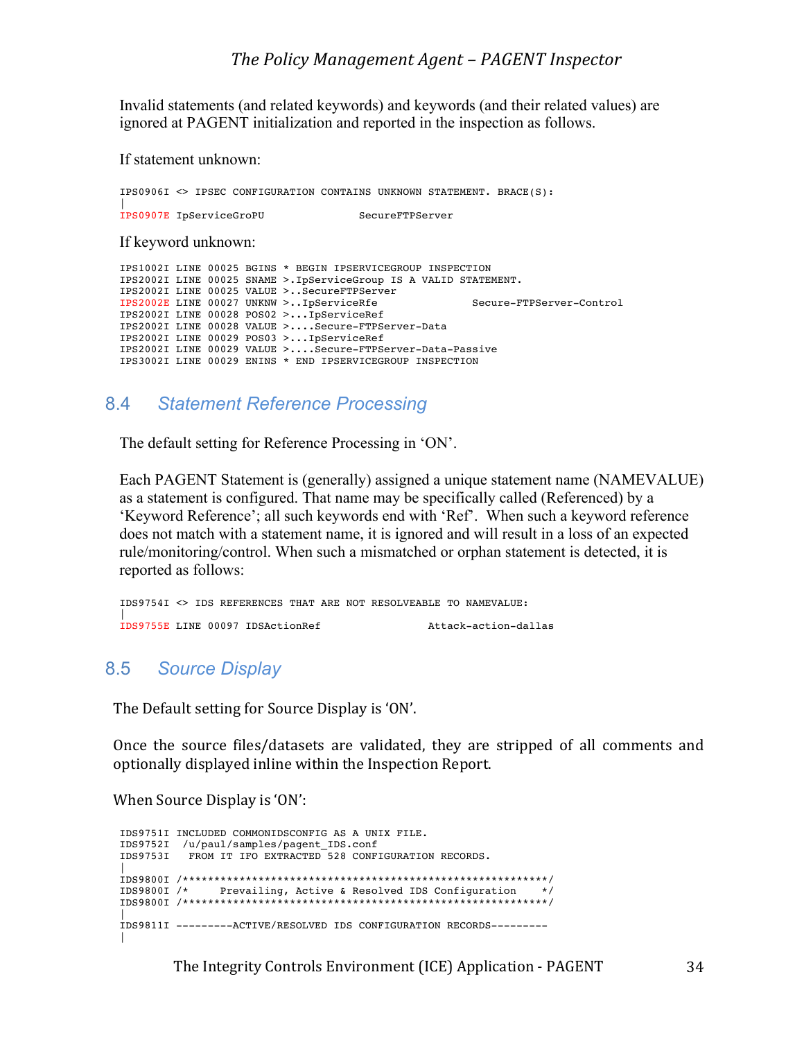Invalid statements (and related keywords) and keywords (and their related values) are ignored at PAGENT initialization and reported in the inspection as follows.

If statement unknown:

```
IPS0906I <> IPSEC CONFIGURATION CONTAINS UNKNOWN STATEMENT. BRACE(S):
|
IPS0907E IpServiceGroPU              SecureFTPServer
```

If keyword unknown:

```
IPS1002I LINE 00025 BGINS * BEGIN IPSERVICEGROUP INSPECTION
IPS2002I LINE 00025 SNAME >.IpServiceGroup IS A VALID STATEMENT.
IPS2002I LINE 00025 VALUE >..SecureFTPServer
IPS2002E LINE 00027 UNKNW >..IpServiceRfe              Secure-FTPServer-Control
IPS2002I LINE 00028 POS02 >...IpServiceRef
IPS2002I LINE 00028 VALUE >....Secure-FTPServer-Data
IPS2002I LINE 00029 POS03 >...IpServiceRef
IPS2002I LINE 00029 VALUE >....Secure-FTPServer-Data-Passive
IPS3002I LINE 00029 ENINS * END IPSERVICEGROUP INSPECTION
```

## 8.4 Statement Reference Processing

The default setting for Reference Processing in 'ON'.

Each PAGENT Statement is (generally) assigned a unique statement name (NAMEVALUE) as a statement is configured. That name may be specifically called (Referenced) by a 'Keyword Reference'; all such keywords end with 'Ref'. When such a keyword reference does not match with a statement name, it is ignored and will result in a loss of an expected rule/monitoring/control. When such a mismatched or orphan statement is detected, it is reported as follows:

```
IDS9754I <> IDS REFERENCES THAT ARE NOT RESOLVEABLE TO NAMEVALUE:
|
IDS9755E LINE 00097 IDSActionRef                Attack-action-dallas
```

## 8.5 Source Display

The Default setting for Source Display is 'ON'.

Once the source files/datasets are validated, they are stripped of all comments and optionally displayed inline within the Inspection Report.

When Source Display is 'ON':

```
IDS9751I INCLUDED COMMONIDSCONFIG AS A UNIX FILE.
IDS9752I  /u/paul/samples/pagent_IDS.conf
IDS9753I   FROM IT IFO EXTRACTED 528 CONFIGURATION RECORDS.
|
IDS9800I /**********************************************************/
IDS9800I /*     Prevailing, Active & Resolved IDS Configuration    */
IDS9800I /**********************************************************/
|
IDS9811I ---------ACTIVE/RESOLVED IDS CONFIGURATION RECORDS---------
|
```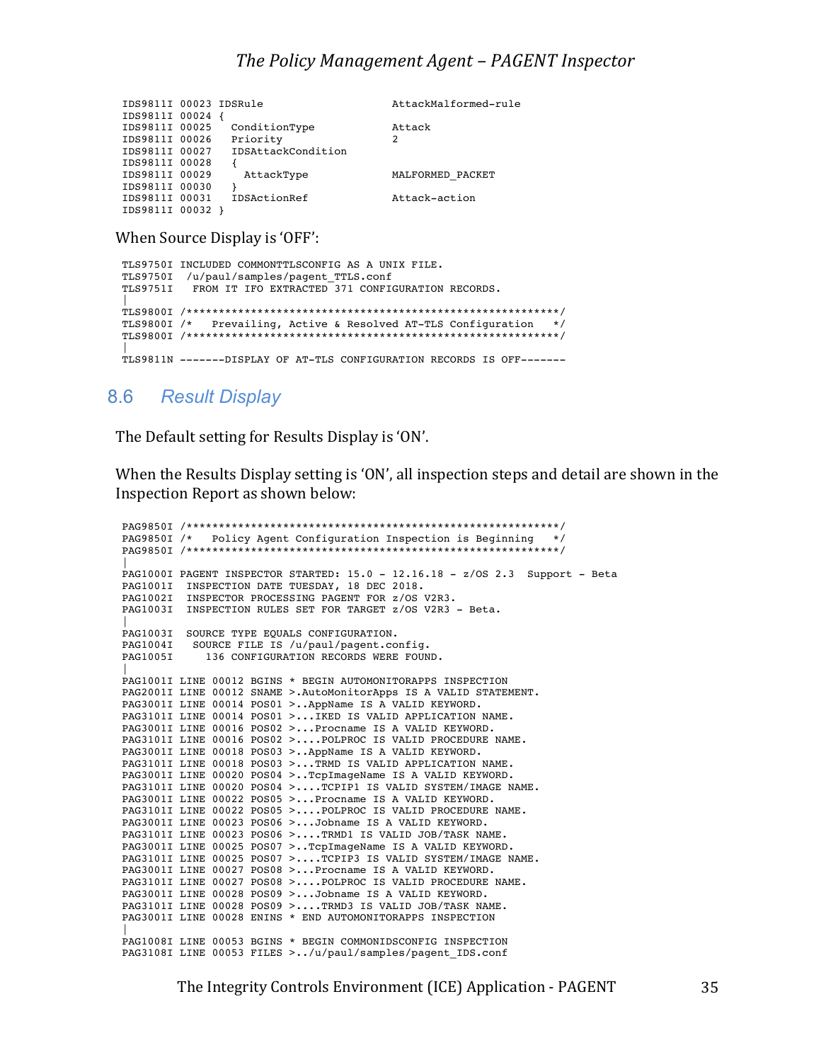```
IDS9811I 00023 IDSRule                       AttackMalformed-rule
IDS9811I 00024 {
IDS9811I 00025   ConditionType               Attack
IDS9811I 00026   Priority                    2
IDS9811I 00027   IDSAttackCondition
IDS9811I 00028   {
IDS9811I 00029     AttackType                MALFORMED_PACKET
IDS9811I 00030   }
IDS9811I 00031   IDSActionRef                Attack-action
IDS9811I 00032 }
```

When Source Display is 'OFF':

```
TLS9750I INCLUDED COMMONTTLSCONFIG AS A UNIX FILE.
TLS9750I  /u/paul/samples/pagent_TTLS.conf
TLS9751I   FROM IT IFO EXTRACTED 371 CONFIGURATION RECORDS.
|
TLS9800I /**********************************************************/
TLS9800I /*   Prevailing, Active & Resolved AT-TLS Configuration   */
TLS9800I /**********************************************************/
|
TLS9811N -------DISPLAY OF AT-TLS CONFIGURATION RECORDS IS OFF-------
```

## 8.6 Result Display

The Default setting for Results Display is 'ON'.

When the Results Display setting is 'ON', all inspection steps and detail are shown in the Inspection Report as shown below:

```
PAG9850I /**********************************************************/
PAG9850I /*   Policy Agent Configuration Inspection is Beginning   */
PAG9850I /**********************************************************/
|
PAG1000I PAGENT INSPECTOR STARTED: 15.0 - 12.16.18 - z/OS 2.3  Support - Beta
PAG1001I  INSPECTION DATE TUESDAY, 18 DEC 2018.
PAG1002I  INSPECTOR PROCESSING PAGENT FOR z/OS V2R3.
PAG1003I  INSPECTION RULES SET FOR TARGET z/OS V2R3 - Beta.
|
PAG1003I  SOURCE TYPE EQUALS CONFIGURATION.
PAG1004I   SOURCE FILE IS /u/paul/pagent.config.
PAG1005I     136 CONFIGURATION RECORDS WERE FOUND.
|
PAG1001I LINE 00012 BGINS * BEGIN AUTOMONITORAPPS INSPECTION
PAG2001I LINE 00012 SNAME >.AutoMonitorApps IS A VALID STATEMENT.
PAG3001I LINE 00014 POS01 >..AppName IS A VALID KEYWORD.
PAG3101I LINE 00014 POS01 >...IKED IS VALID APPLICATION NAME.
PAG3001I LINE 00016 POS02 >...Procname IS A VALID KEYWORD.
PAG3101I LINE 00016 POS02 >....POLPROC IS VALID PROCEDURE NAME.
PAG3001I LINE 00018 POS03 >..AppName IS A VALID KEYWORD.
PAG3101I LINE 00018 POS03 >...TRMD IS VALID APPLICATION NAME.
PAG3001I LINE 00020 POS04 >..TcpImageName IS A VALID KEYWORD.
PAG3101I LINE 00020 POS04 >....TCPIP1 IS VALID SYSTEM/IMAGE NAME.
PAG3001I LINE 00022 POS05 >...Procname IS A VALID KEYWORD.
PAG3101I LINE 00022 POS05 >....POLPROC IS VALID PROCEDURE NAME.
PAG3001I LINE 00023 POS06 >...Jobname IS A VALID KEYWORD.
PAG3101I LINE 00023 POS06 >....TRMD1 IS VALID JOB/TASK NAME.
PAG3001I LINE 00025 POS07 >..TcpImageName IS A VALID KEYWORD.
PAG3101I LINE 00025 POS07 >....TCPIP3 IS VALID SYSTEM/IMAGE NAME.
PAG3001I LINE 00027 POS08 >...Procname IS A VALID KEYWORD.
PAG3101I LINE 00027 POS08 >....POLPROC IS VALID PROCEDURE NAME.
PAG3001I LINE 00028 POS09 >...Jobname IS A VALID KEYWORD.
PAG3101I LINE 00028 POS09 >....TRMD3 IS VALID JOB/TASK NAME.
PAG3001I LINE 00028 ENINS * END AUTOMONITORAPPS INSPECTION
|
PAG1008I LINE 00053 BGINS * BEGIN COMMONIDSCONFIG INSPECTION
PAG3108I LINE 00053 FILES >../u/paul/samples/pagent_IDS.conf
```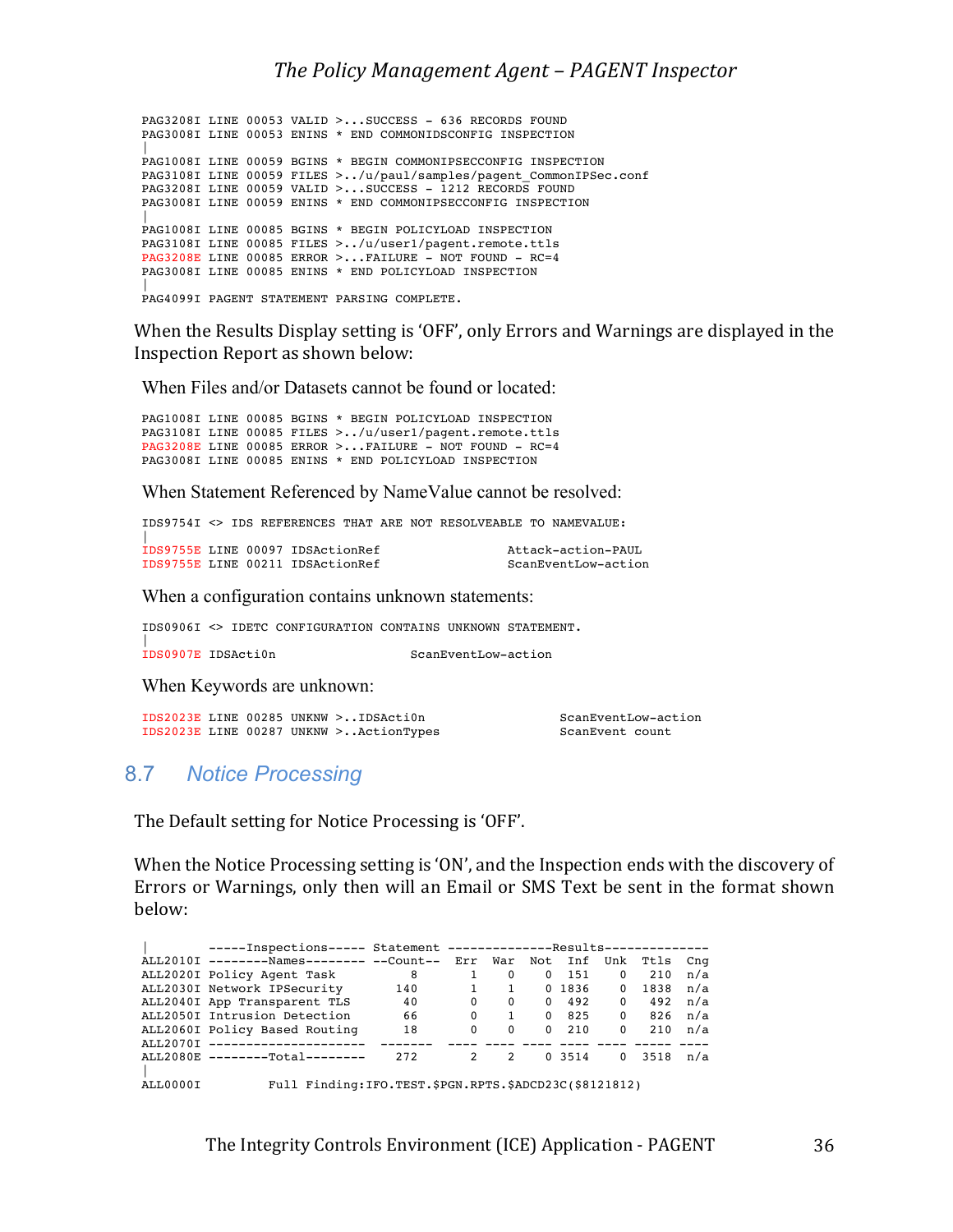```
PAG3208I LINE 00053 VALID >...SUCCESS - 636 RECORDS FOUND
PAG3008I LINE 00053 ENINS * END COMMONIDSCONFIG INSPECTION
|
PAG1008I LINE 00059 BGINS * BEGIN COMMONIPSECCONFIG INSPECTION
PAG3108I LINE 00059 FILES >../u/paul/samples/pagent_CommonIPSec.conf
PAG3208I LINE 00059 VALID >...SUCCESS - 1212 RECORDS FOUND
PAG3008I LINE 00059 ENINS * END COMMONIPSECCONFIG INSPECTION
|
PAG1008I LINE 00085 BGINS * BEGIN POLICYLOAD INSPECTION
PAG3108I LINE 00085 FILES >../u/user1/pagent.remote.ttls
PAG3208E LINE 00085 ERROR >...FAILURE - NOT FOUND - RC=4
PAG3008I LINE 00085 ENINS * END POLICYLOAD INSPECTION
|
PAG4099I PAGENT STATEMENT PARSING COMPLETE.
```

When the Results Display setting is 'OFF', only Errors and Warnings are displayed in the Inspection Report as shown below:

When Files and/or Datasets cannot be found or located:

```
PAG1008I LINE 00085 BGINS * BEGIN POLICYLOAD INSPECTION
PAG3108I LINE 00085 FILES >../u/user1/pagent.remote.ttls
PAG3208E LINE 00085 ERROR >...FAILURE - NOT FOUND - RC=4
PAG3008I LINE 00085 ENINS * END POLICYLOAD INSPECTION
```

When Statement Referenced by NameValue cannot be resolved:

```
IDS9754I <> IDS REFERENCES THAT ARE NOT RESOLVEABLE TO NAMEVALUE:
|
IDS9755E LINE 00097 IDSActionRef                Attack-action-PAUL
IDS9755E LINE 00211 IDSActionRef                ScanEventLow-action
```

When a configuration contains unknown statements:

```
IDS0906I <> IDETC CONFIGURATION CONTAINS UNKNOWN STATEMENT.
|
IDS0907E IDSActi0n                 ScanEventLow-action
```

When Keywords are unknown:

```
IDS2023E LINE 00285 UNKNW >..IDSActi0n                ScanEventLow-action
IDS2023E LINE 00287 UNKNW >..ActionTypes              ScanEvent count
```

## 8.7 Notice Processing

The Default setting for Notice Processing is 'OFF'.

When the Notice Processing setting is 'ON', and the Inspection ends with the discovery of Errors or Warnings, only then will an Email or SMS Text be sent in the format shown below:

```
|        -----Inspections----- Statement --------------Results--------------
ALL2010I --------Names-------- --Count--  Err  War  Not  Inf  Unk  Ttls  Cng
ALL2020I Policy Agent Task          8       1    0    0  151    0   210  n/a
ALL2030I Network IPSecurity       140       1    1    0 1836    0  1838  n/a
ALL2040I App Transparent TLS       40       0    0    0  492    0   492  n/a
ALL2050I Intrusion Detection       66       0    1    0  825    0   826  n/a
ALL2060I Policy Based Routing      18       0    0    0  210    0   210  n/a
ALL2070I --------------------- -------  ---- ---- ---- ---- ---- ----- ----
ALL2080E --------Total--------    272       2    2    0 3514    0  3518  n/a
|
ALL0000I         Full Finding:IFO.TEST.$PGN.RPTS.$ADCD23C($8121812)
```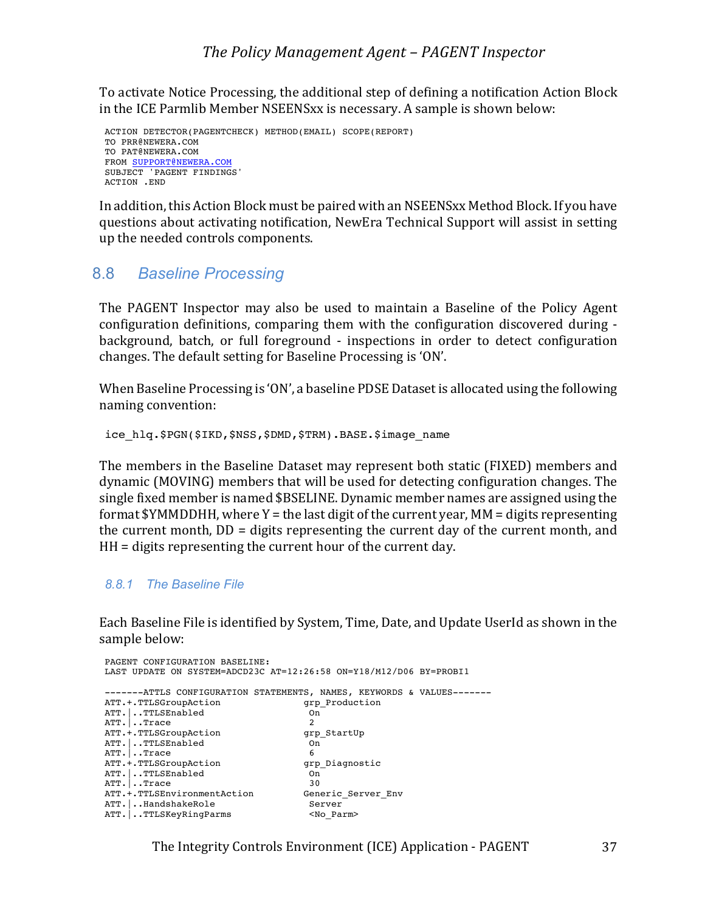To activate Notice Processing, the additional step of defining a notification Action Block in the ICE Parmlib Member NSEENSxx is necessary. A sample is shown below:

```
ACTION DETECTOR(PAGENTCHECK) METHOD(EMAIL) SCOPE(REPORT)
TO PRR@NEWERA.COM
TO PAT@NEWERA.COM
FROM SUPPORT@NEWERA.COM
SUBJECT 'PAGENT FINDINGS'
ACTION .END
```

In addition, this Action Block must be paired with an NSEENSxx Method Block. If you have questions about activating notification, NewEra Technical Support will assist in setting up the needed controls components.

## 8.8 *Baseline Processing*

The PAGENT Inspector may also be used to maintain a Baseline of the Policy Agent configuration definitions, comparing them with the configuration discovered during - background, batch, or full foreground - inspections in order to detect configuration changes. The default setting for Baseline Processing is 'ON'.

When Baseline Processing is 'ON', a baseline PDSE Dataset is allocated using the following naming convention:

```
ice_hlq.$PGN($IKD,$NSS,$DMD,$TRM).BASE.$image_name
```

The members in the Baseline Dataset may represent both static (FIXED) members and dynamic (MOVING) members that will be used for detecting configuration changes. The single fixed member is named $BSELINE. Dynamic member names are assigned using the format $YMMDDHH, where Y = the last digit of the current year, MM = digits representing the current month, DD = digits representing the current day of the current month, and HH = digits representing the current hour of the current day.

### *8.8.1 The Baseline File*

Each Baseline File is identified by System, Time, Date, and Update UserId as shown in the sample below:

```
PAGENT CONFIGURATION BASELINE:
LAST UPDATE ON SYSTEM=ADCD23C AT=12:26:58 ON=Y18/M12/D06 BY=PROBI1

-------ATTLS CONFIGURATION STATEMENTS, NAMES, KEYWORDS & VALUES-------
ATT.+.TTLSGroupAction               grp_Production
ATT.|..TTLSEnabled                   On
ATT.|..Trace                         2
ATT.+.TTLSGroupAction               grp_StartUp
ATT.|..TTLSEnabled                   On
ATT.|..Trace                         6
ATT.+.TTLSGroupAction               grp_Diagnostic
ATT.|..TTLSEnabled                   On
ATT.|..Trace                         30
ATT.+.TTLSEnvironmentAction         Generic_Server_Env
ATT.|..HandshakeRole                 Server
ATT.|..TTLSKeyRingParms              <No_Parm>
```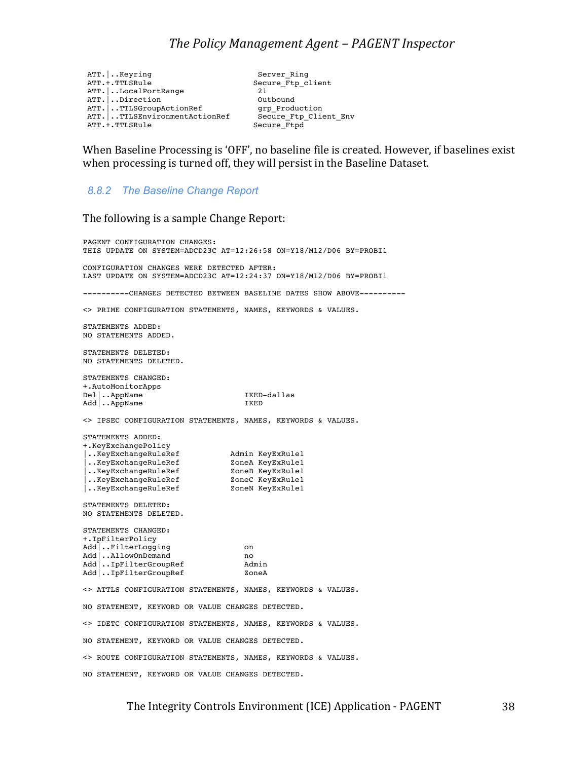```
ATT.|..Keyring                         Server_Ring
ATT.+.TTLSRule                        Secure_Ftp_client
ATT.|..LocalPortRange                  21
ATT.|..Direction                       Outbound
ATT.|..TTLSGroupActionRef              grp_Production
ATT.|..TTLSEnvironmentActionRef        Secure_Ftp_Client_Env
ATT.+.TTLSRule                        Secure_Ftpd
```

When Baseline Processing is 'OFF', no baseline file is created. However, if baselines exist when processing is turned off, they will persist in the Baseline Dataset.

### 8.8.2 The Baseline Change Report

The following is a sample Change Report:

```
PAGENT CONFIGURATION CHANGES:
THIS UPDATE ON SYSTEM=ADCD23C AT=12:26:58 ON=Y18/M12/D06 BY=PROBI1

CONFIGURATION CHANGES WERE DETECTED AFTER:
LAST UPDATE ON SYSTEM=ADCD23C AT=12:24:37 ON=Y18/M12/D06 BY=PROBI1

----------CHANGES DETECTED BETWEEN BASELINE DATES SHOW ABOVE----------

<> PRIME CONFIGURATION STATEMENTS, NAMES, KEYWORDS & VALUES.

STATEMENTS ADDED:
NO STATEMENTS ADDED.

STATEMENTS DELETED:
NO STATEMENTS DELETED.

STATEMENTS CHANGED:
+.AutoMonitorApps
Del|..AppName                       IKED-dallas
Add|..AppName                       IKED

<> IPSEC CONFIGURATION STATEMENTS, NAMES, KEYWORDS & VALUES.

STATEMENTS ADDED:
+.KeyExchangePolicy
|..KeyExchangeRuleRef            Admin KeyExRule1
|..KeyExchangeRuleRef            ZoneA KeyExRule1
|..KeyExchangeRuleRef            ZoneB KeyExRule1
|..KeyExchangeRuleRef            ZoneC KeyExRule1
|..KeyExchangeRuleRef            ZoneN KeyExRule1

STATEMENTS DELETED:
NO STATEMENTS DELETED.

STATEMENTS CHANGED:
+.IpFilterPolicy
Add|..FilterLogging                 on
Add|..AllowOnDemand                 no
Add|..IpFilterGroupRef              Admin
Add|..IpFilterGroupRef              ZoneA

<> ATTLS CONFIGURATION STATEMENTS, NAMES, KEYWORDS & VALUES.

NO STATEMENT, KEYWORD OR VALUE CHANGES DETECTED.

<> IDETC CONFIGURATION STATEMENTS, NAMES, KEYWORDS & VALUES.

NO STATEMENT, KEYWORD OR VALUE CHANGES DETECTED.

<> ROUTE CONFIGURATION STATEMENTS, NAMES, KEYWORDS & VALUES.

NO STATEMENT, KEYWORD OR VALUE CHANGES DETECTED.
```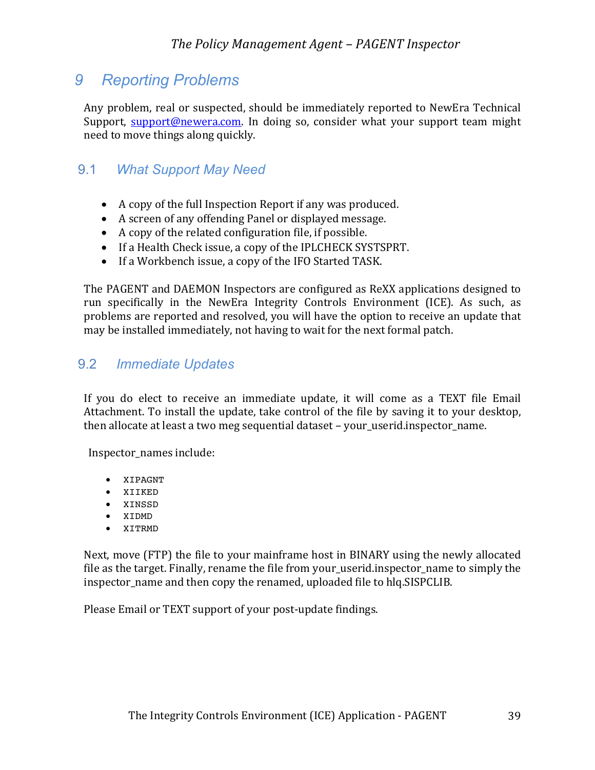# 9 Reporting Problems

Any problem, real or suspected, should be immediately reported to NewEra Technical Support, support@newera.com. In doing so, consider what your support team might need to move things along quickly.

## 9.1 What Support May Need

- A copy of the full Inspection Report if any was produced.
- A screen of any offending Panel or displayed message.
- A copy of the related configuration file, if possible.
- If a Health Check issue, a copy of the IPLCHECK SYSTSPRT.
- If a Workbench issue, a copy of the IFO Started TASK.

The PAGENT and DAEMON Inspectors are configured as ReXX applications designed to run specifically in the NewEra Integrity Controls Environment (ICE). As such, as problems are reported and resolved, you will have the option to receive an update that may be installed immediately, not having to wait for the next formal patch.

## 9.2 Immediate Updates

If you do elect to receive an immediate update, it will come as a TEXT file Email Attachment. To install the update, take control of the file by saving it to your desktop, then allocate at least a two meg sequential dataset – your_userid.inspector_name.

Inspector_names include:

- XIPAGNT
- XIIKED
- XINSSD
- XIDMD
- XITRMD

Next, move (FTP) the file to your mainframe host in BINARY using the newly allocated file as the target. Finally, rename the file from your_userid.inspector_name to simply the inspector_name and then copy the renamed, uploaded file to hlq.SISPCLIB.

Please Email or TEXT support of your post-update findings.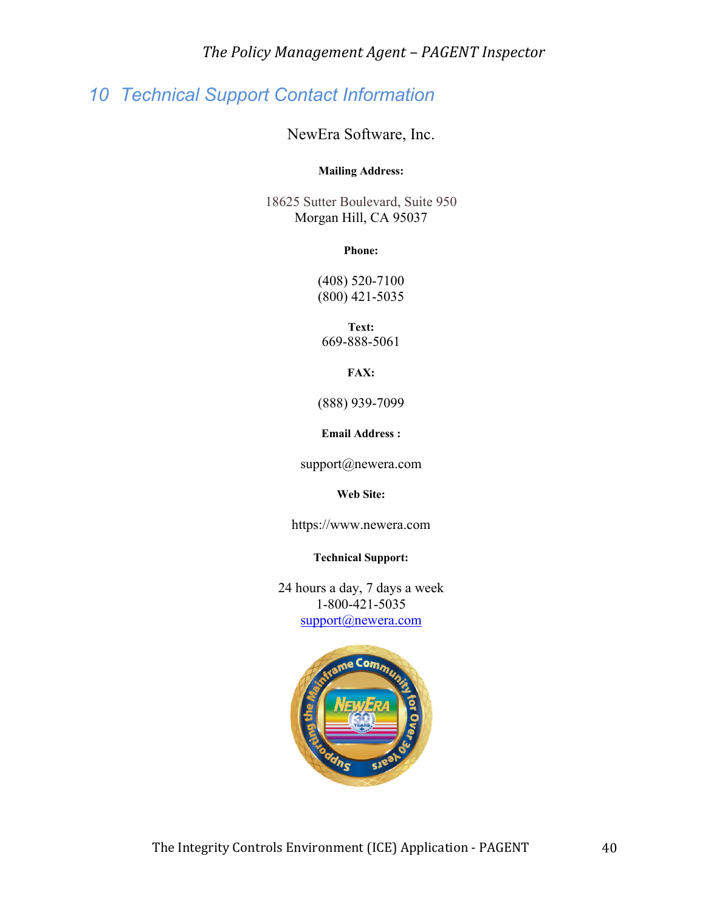# 10 Technical Support Contact Information

NewEra Software, Inc.

**Mailing Address:**

18625 Sutter Boulevard, Suite 950
Morgan Hill, CA 95037

**Phone:**

(408) 520-7100
(800) 421-5035

**Text:**
669-888-5061

**FAX:**

(888) 939-7099

**Email Address :**

support@newera.com

**Web Site:**

https://www.newera.com

**Technical Support:**

24 hours a day, 7 days a week
1-800-421-5035
support@newera.com